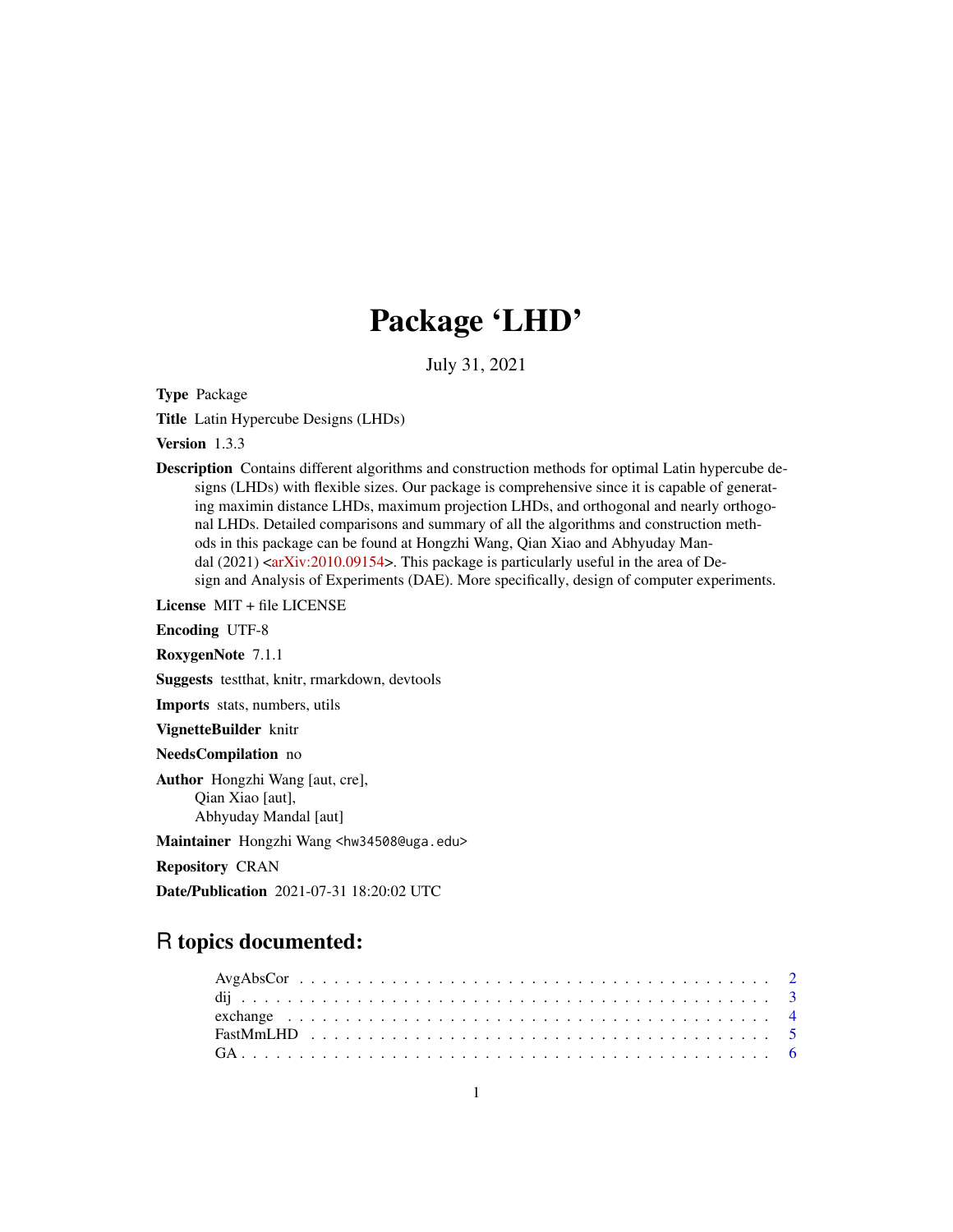# Package 'LHD'

July 31, 2021

**Type** Package

**Title** Latin Hypercube Designs (LHDs)

**Version** 1.3.3

**Description** Contains different algorithms and construction methods for optimal Latin hypercube designs (LHDs) with flexible sizes. Our package is comprehensive since it is capable of generating maximin distance LHDs, maximum projection LHDs, and orthogonal and nearly orthogonal LHDs. Detailed comparisons and summary of all the algorithms and construction methods in this package can be found at Hongzhi Wang, Qian Xiao and Abhyuday Mandal (2021) <arXiv:2010.09154>. This package is particularly useful in the area of Design and Analysis of Experiments (DAE). More specifically, design of computer experiments.

**License** MIT + file LICENSE

**Encoding** UTF-8

**RoxygenNote** 7.1.1

**Suggests** testthat, knitr, rmarkdown, devtools

**Imports** stats, numbers, utils

**VignetteBuilder** knitr

**NeedsCompilation** no

**Author** Hongzhi Wang [aut, cre],
Qian Xiao [aut],
Abhyuday Mandal [aut]

**Maintainer** Hongzhi Wang <hw34508@uga.edu>

**Repository** CRAN

**Date/Publication** 2021-07-31 18:20:02 UTC

## R topics documented:

AvgAbsCor . . . . . . . . . . . . . . . . . . . . . . . . . . . . . . . . . . . . . . . 2
dij . . . . . . . . . . . . . . . . . . . . . . . . . . . . . . . . . . . . . . . . . . . 3
exchange . . . . . . . . . . . . . . . . . . . . . . . . . . . . . . . . . . . . . . . 4
FastMmLHD . . . . . . . . . . . . . . . . . . . . . . . . . . . . . . . . . . . . . . 5
GA . . . . . . . . . . . . . . . . . . . . . . . . . . . . . . . . . . . . . . . . . . . 6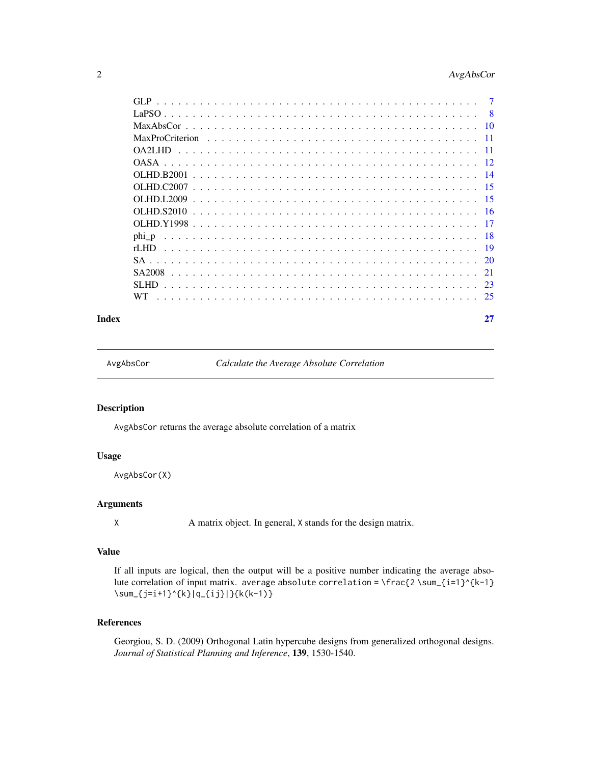| | |
|---|---|
| GLP | 7 |
| LaPSO | 8 |
| MaxAbsCor | 10 |
| MaxProCriterion | 11 |
| OA2LHD | 11 |
| OASA | 12 |
| OLHD.B2001 | 14 |
| OLHD.C2007 | 15 |
| OLHD.L2009 | 15 |
| OLHD.S2010 | 16 |
| OLHD.Y1998 | 17 |
| phi_p | 18 |
| rLHD | 19 |
| SA | 20 |
| SA2008 | 21 |
| SLHD | 23 |
| WT | 25 |

**Index** 27

---

`AvgAbsCor` *Calculate the Average Absolute Correlation*

---

## Description

`AvgAbsCor` returns the average absolute correlation of a matrix

## Usage

```
AvgAbsCor(X)
```

## Arguments

`X` A matrix object. In general, `X` stands for the design matrix.

## Value

If all inputs are logical, then the output will be a positive number indicating the average absolute correlation of input matrix. `average absolute correlation = \frac{2 \sum_{i=1}^{k-1} \sum_{j=i+1}^{k}|q_{ij}|}{k(k-1)}`

## References

Georgiou, S. D. (2009) Orthogonal Latin hypercube designs from generalized orthogonal designs. *Journal of Statistical Planning and Inference*, **139**, 1530-1540.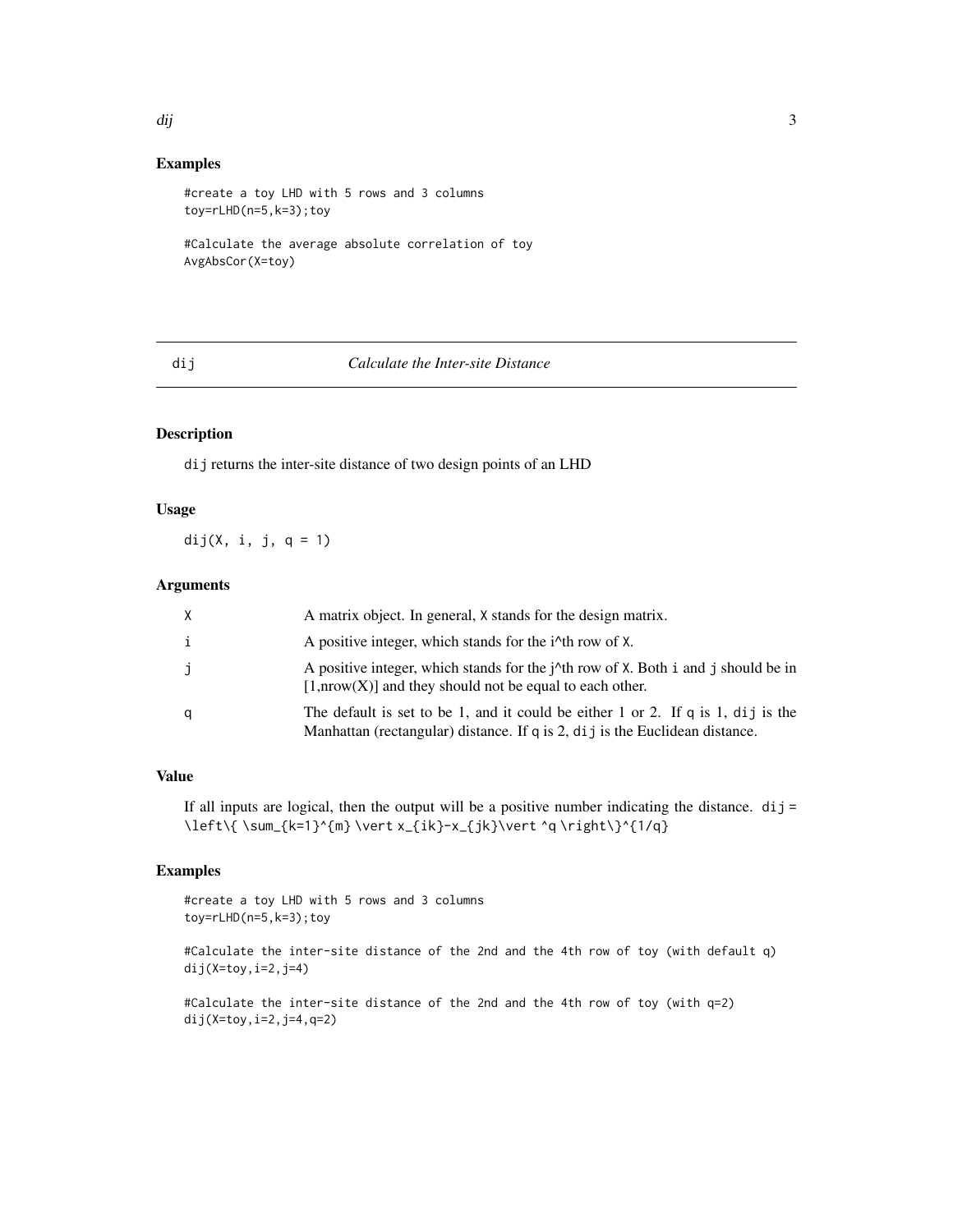## Examples

```
#create a toy LHD with 5 rows and 3 columns
toy=rLHD(n=5,k=3);toy

#Calculate the average absolute correlation of toy
AvgAbsCor(X=toy)
```

---

# dij *Calculate the Inter-site Distance*

---

## Description

`dij` returns the inter-site distance of two design points of an LHD

## Usage

```
dij(X, i, j, q = 1)
```

## Arguments

| | |
|---|---|
| X | A matrix object. In general, X stands for the design matrix. |
| i | A positive integer, which stands for the i^th row of X. |
| j | A positive integer, which stands for the j^th row of X. Both i and j should be in [1,nrow(X)] and they should not be equal to each other. |
| q | The default is set to be 1, and it could be either 1 or 2. If q is 1, dij is the Manhattan (rectangular) distance. If q is 2, dij is the Euclidean distance. |

## Value

If all inputs are logical, then the output will be a positive number indicating the distance. dij = \left\{ \sum_{k=1}^{m} \vert x_{ik}-x_{jk}\vert ^q \right\}^{1/q}

## Examples

```
#create a toy LHD with 5 rows and 3 columns
toy=rLHD(n=5,k=3);toy

#Calculate the inter-site distance of the 2nd and the 4th row of toy (with default q)
dij(X=toy,i=2,j=4)

#Calculate the inter-site distance of the 2nd and the 4th row of toy (with q=2)
dij(X=toy,i=2,j=4,q=2)
```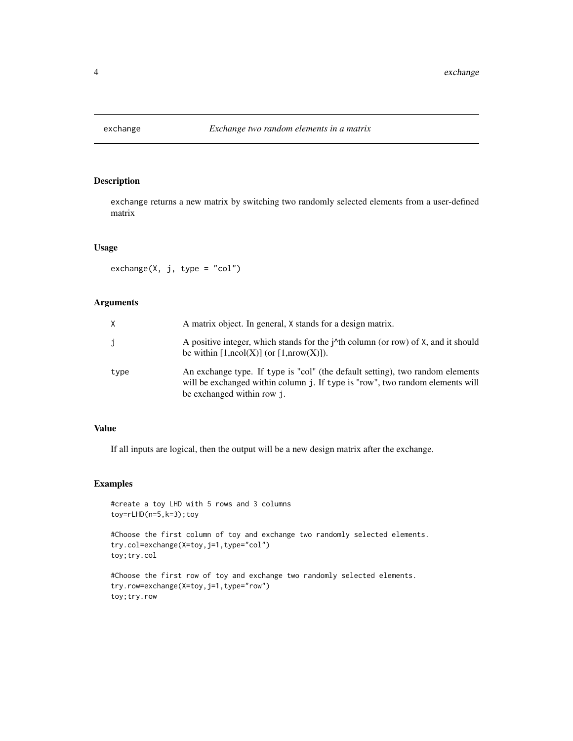# exchange — *Exchange two random elements in a matrix*

## Description

exchange returns a new matrix by switching two randomly selected elements from a user-defined matrix

## Usage

```
exchange(X, j, type = "col")
```

## Arguments

| | |
|---|---|
| X | A matrix object. In general, X stands for a design matrix. |
| j | A positive integer, which stands for the j^th column (or row) of X, and it should be within [1,ncol(X)] (or [1,nrow(X)]). |
| type | An exchange type. If type is "col" (the default setting), two random elements will be exchanged within column j. If type is "row", two random elements will be exchanged within row j. |

## Value

If all inputs are logical, then the output will be a new design matrix after the exchange.

## Examples

```
#create a toy LHD with 5 rows and 3 columns
toy=rLHD(n=5,k=3);toy

#Choose the first column of toy and exchange two randomly selected elements.
try.col=exchange(X=toy,j=1,type="col")
toy;try.col

#Choose the first row of toy and exchange two randomly selected elements.
try.row=exchange(X=toy,j=1,type="row")
toy;try.row
```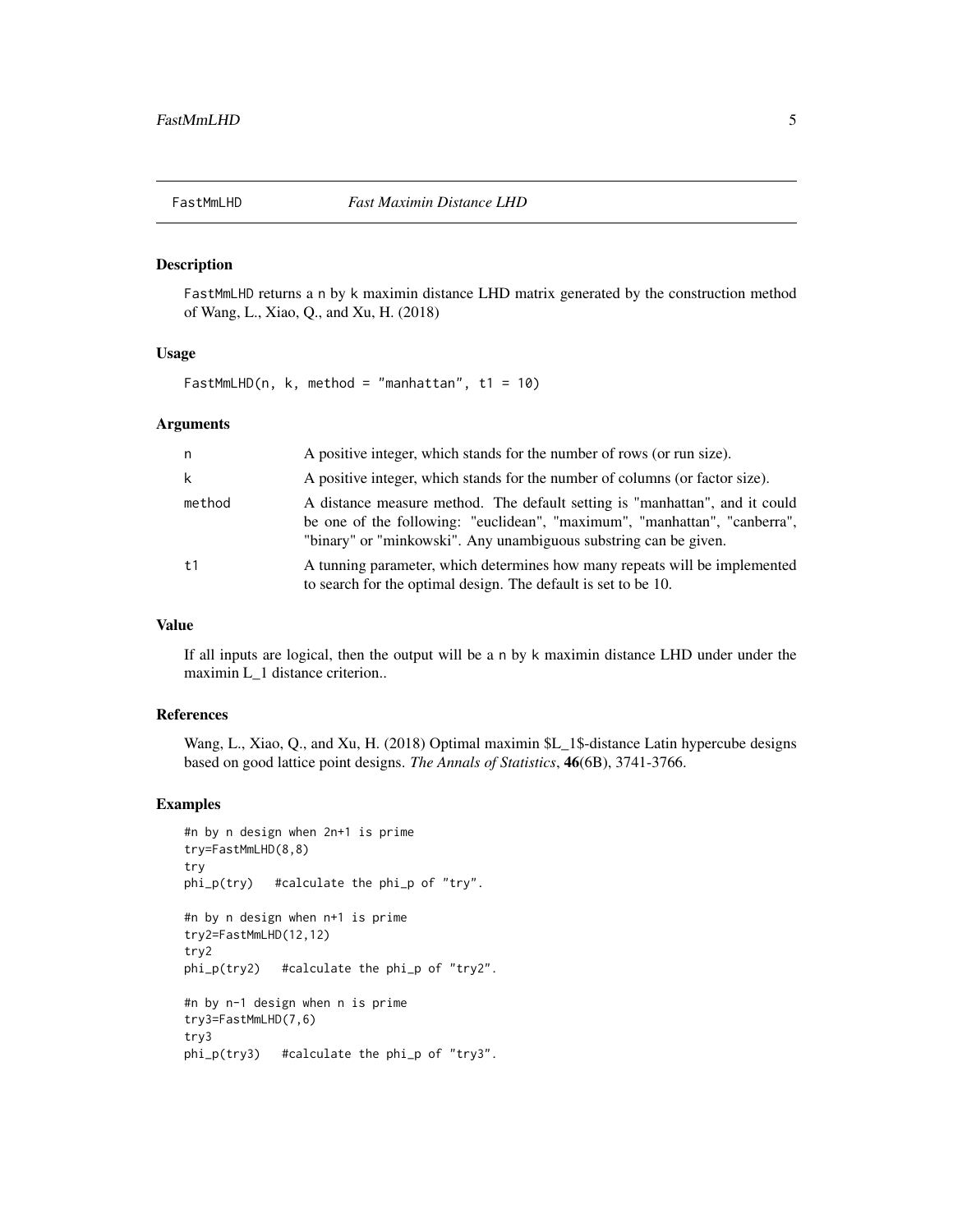FastMmLHD *Fast Maximin Distance LHD*

## Description

FastMmLHD returns a n by k maximin distance LHD matrix generated by the construction method of Wang, L., Xiao, Q., and Xu, H. (2018)

## Usage

```
FastMmLHD(n, k, method = "manhattan", t1 = 10)
```

## Arguments

| | |
|---|---|
| n | A positive integer, which stands for the number of rows (or run size). |
| k | A positive integer, which stands for the number of columns (or factor size). |
| method | A distance measure method. The default setting is "manhattan", and it could be one of the following: "euclidean", "maximum", "manhattan", "canberra", "binary" or "minkowski". Any unambiguous substring can be given. |
| t1 | A tunning parameter, which determines how many repeats will be implemented to search for the optimal design. The default is set to be 10. |

## Value

If all inputs are logical, then the output will be a n by k maximin distance LHD under under the maximin L_1 distance criterion..

## References

Wang, L., Xiao, Q., and Xu, H. (2018) Optimal maximin $L_1$-distance Latin hypercube designs based on good lattice point designs. *The Annals of Statistics*, **46**(6B), 3741-3766.

## Examples

```
#n by n design when 2n+1 is prime
try=FastMmLHD(8,8)
try
phi_p(try)   #calculate the phi_p of "try".

#n by n design when n+1 is prime
try2=FastMmLHD(12,12)
try2
phi_p(try2)   #calculate the phi_p of "try2".

#n by n-1 design when n is prime
try3=FastMmLHD(7,6)
try3
phi_p(try3)   #calculate the phi_p of "try3".
```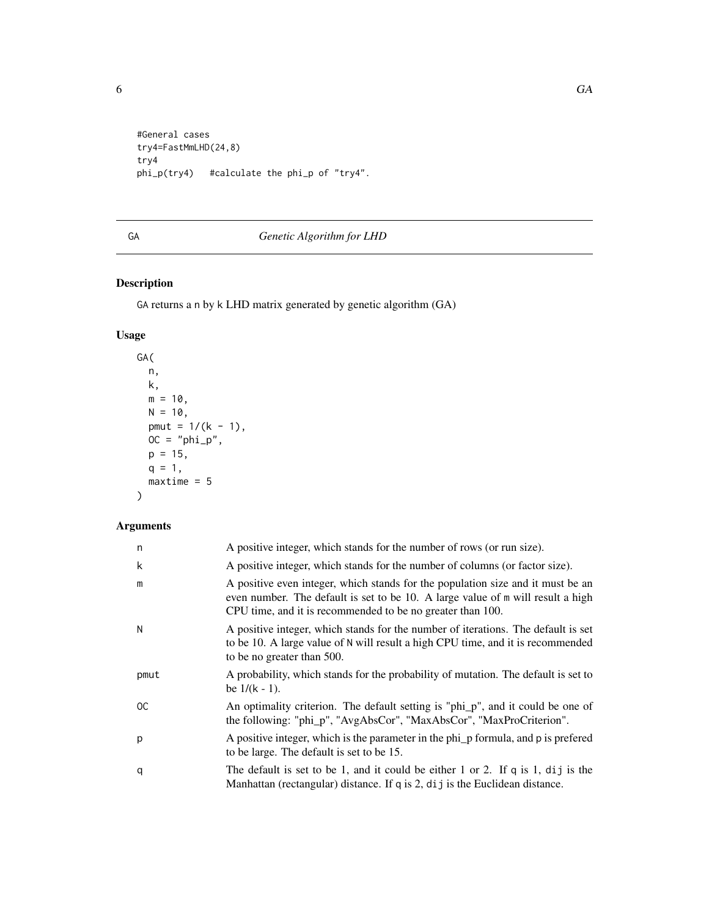```
#General cases
try4=FastMmLHD(24,8)
try4
phi_p(try4)   #calculate the phi_p of "try4".
```

## GA — *Genetic Algorithm for LHD*

### Description

GA returns a n by k LHD matrix generated by genetic algorithm (GA)

### Usage

```
GA(
  n,
  k,
  m = 10,
  N = 10,
  pmut = 1/(k - 1),
  OC = "phi_p",
  p = 15,
  q = 1,
  maxtime = 5
)
```

### Arguments

| | |
|---|---|
| n | A positive integer, which stands for the number of rows (or run size). |
| k | A positive integer, which stands for the number of columns (or factor size). |
| m | A positive even integer, which stands for the population size and it must be an even number. The default is set to be 10. A large value of m will result a high CPU time, and it is recommended to be no greater than 100. |
| N | A positive integer, which stands for the number of iterations. The default is set to be 10. A large value of N will result a high CPU time, and it is recommended to be no greater than 500. |
| pmut | A probability, which stands for the probability of mutation. The default is set to be 1/(k - 1). |
| OC | An optimality criterion. The default setting is "phi_p", and it could be one of the following: "phi_p", "AvgAbsCor", "MaxAbsCor", "MaxProCriterion". |
| p | A positive integer, which is the parameter in the phi_p formula, and p is prefered to be large. The default is set to be 15. |
| q | The default is set to be 1, and it could be either 1 or 2. If q is 1, dij is the Manhattan (rectangular) distance. If q is 2, dij is the Euclidean distance. |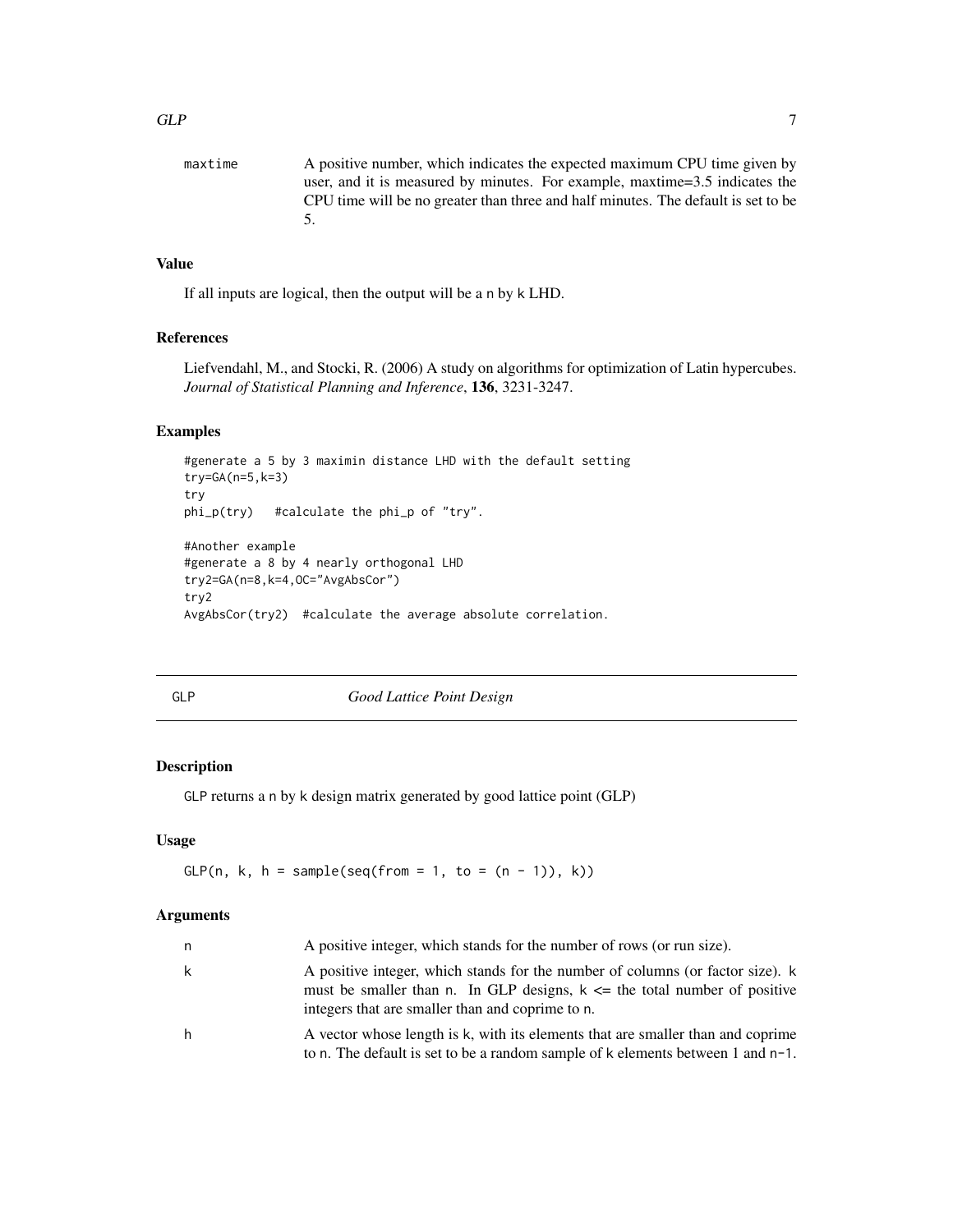maxtime A positive number, which indicates the expected maximum CPU time given by user, and it is measured by minutes. For example, maxtime=3.5 indicates the CPU time will be no greater than three and half minutes. The default is set to be 5.

### Value

If all inputs are logical, then the output will be a n by k LHD.

### References

Liefvendahl, M., and Stocki, R. (2006) A study on algorithms for optimization of Latin hypercubes. *Journal of Statistical Planning and Inference*, **136**, 3231-3247.

### Examples

```
#generate a 5 by 3 maximin distance LHD with the default setting
try=GA(n=5,k=3)
try
phi_p(try)   #calculate the phi_p of "try".

#Another example
#generate a 8 by 4 nearly orthogonal LHD
try2=GA(n=8,k=4,OC="AvgAbsCor")
try2
AvgAbsCor(try2)  #calculate the average absolute correlation.
```

## GLP *Good Lattice Point Design*

### Description

GLP returns a n by k design matrix generated by good lattice point (GLP)

### Usage

```
GLP(n, k, h = sample(seq(from = 1, to = (n - 1)), k))
```

### Arguments

| | |
|---|---|
| n | A positive integer, which stands for the number of rows (or run size). |
| k | A positive integer, which stands for the number of columns (or factor size). k must be smaller than n. In GLP designs, k <= the total number of positive integers that are smaller than and coprime to n. |
| h | A vector whose length is k, with its elements that are smaller than and coprime to n. The default is set to be a random sample of k elements between 1 and n-1. |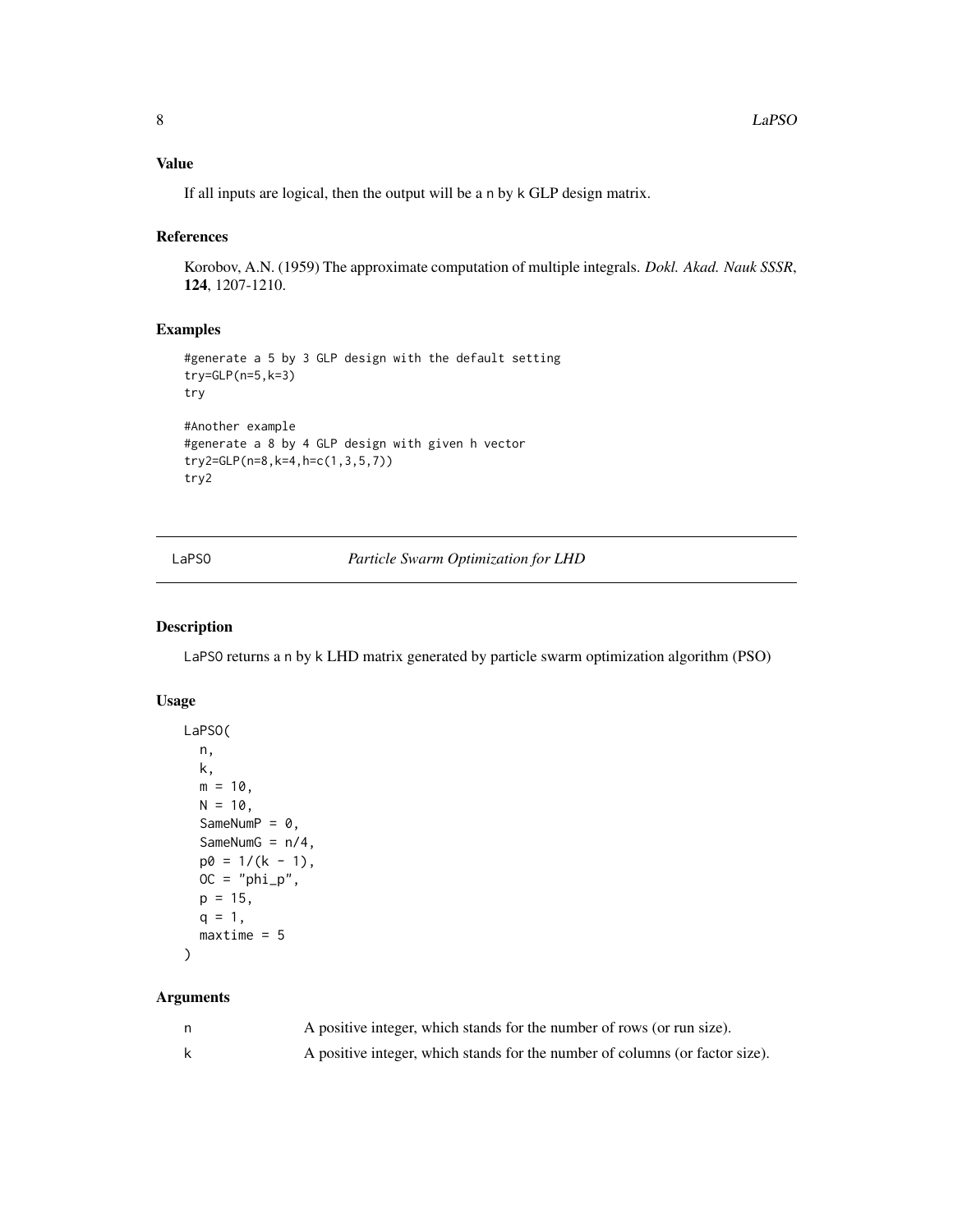## Value

If all inputs are logical, then the output will be a n by k GLP design matrix.

## References

Korobov, A.N. (1959) The approximate computation of multiple integrals. *Dokl. Akad. Nauk SSSR*, **124**, 1207-1210.

## Examples

```
#generate a 5 by 3 GLP design with the default setting
try=GLP(n=5,k=3)
try

#Another example
#generate a 8 by 4 GLP design with given h vector
try2=GLP(n=8,k=4,h=c(1,3,5,7))
try2
```

---

# LaPSO — *Particle Swarm Optimization for LHD*

## Description

LaPSO returns a n by k LHD matrix generated by particle swarm optimization algorithm (PSO)

## Usage

```
LaPSO(
  n,
  k,
  m = 10,
  N = 10,
  SameNumP = 0,
  SameNumG = n/4,
  p0 = 1/(k - 1),
  OC = "phi_p",
  p = 15,
  q = 1,
  maxtime = 5
)
```

## Arguments

| | |
|---|---|
| n | A positive integer, which stands for the number of rows (or run size). |
| k | A positive integer, which stands for the number of columns (or factor size). |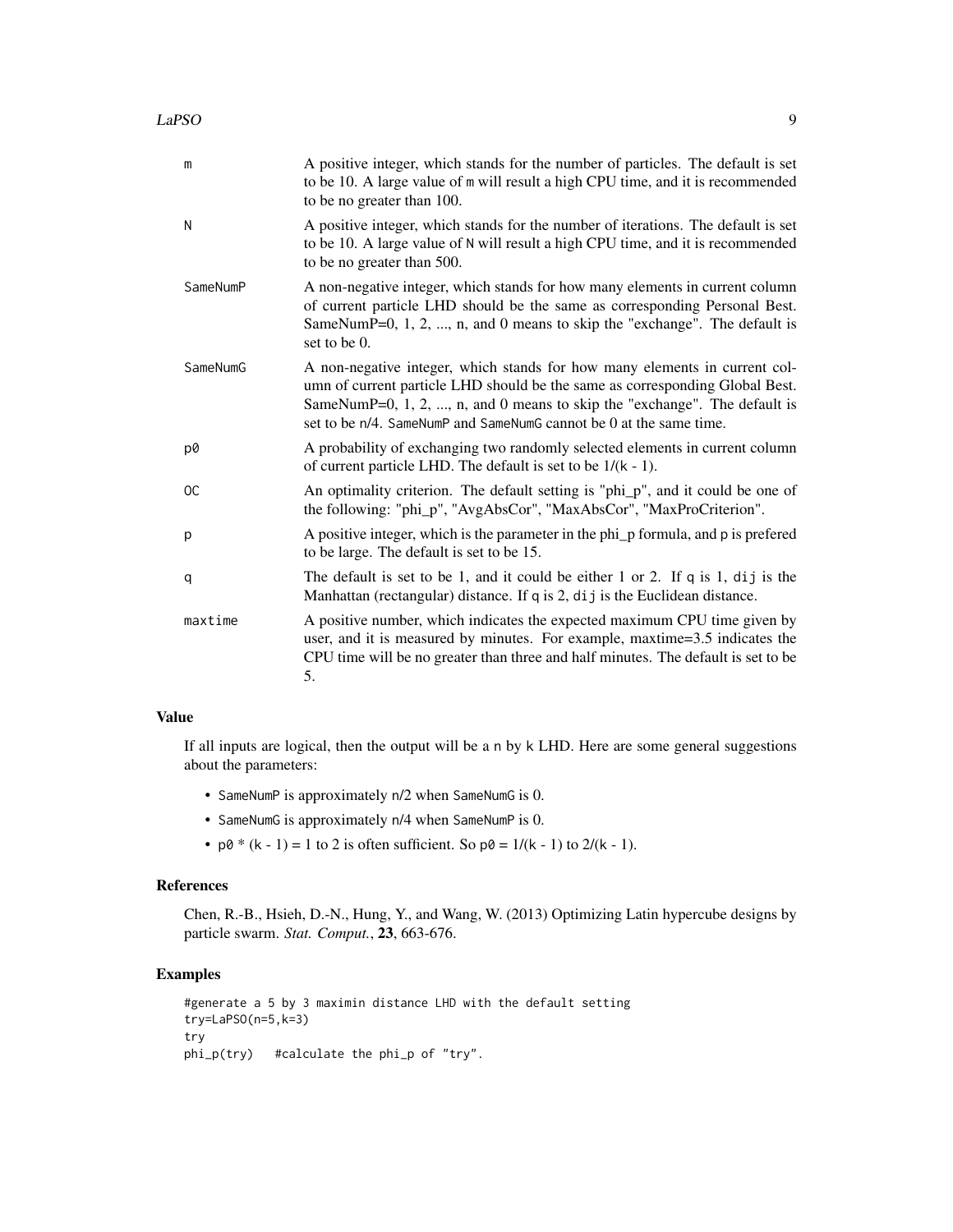| | |
|---|---|
| m | A positive integer, which stands for the number of particles. The default is set to be 10. A large value of m will result a high CPU time, and it is recommended to be no greater than 100. |
| N | A positive integer, which stands for the number of iterations. The default is set to be 10. A large value of N will result a high CPU time, and it is recommended to be no greater than 500. |
| SameNumP | A non-negative integer, which stands for how many elements in current column of current particle LHD should be the same as corresponding Personal Best. SameNumP=0, 1, 2, ..., n, and 0 means to skip the "exchange". The default is set to be 0. |
| SameNumG | A non-negative integer, which stands for how many elements in current column of current particle LHD should be the same as corresponding Global Best. SameNumP=0, 1, 2, ..., n, and 0 means to skip the "exchange". The default is set to be n/4. SameNumP and SameNumG cannot be 0 at the same time. |
| p0 | A probability of exchanging two randomly selected elements in current column of current particle LHD. The default is set to be 1/(k - 1). |
| OC | An optimality criterion. The default setting is "phi_p", and it could be one of the following: "phi_p", "AvgAbsCor", "MaxAbsCor", "MaxProCriterion". |
| p | A positive integer, which is the parameter in the phi_p formula, and p is prefered to be large. The default is set to be 15. |
| q | The default is set to be 1, and it could be either 1 or 2. If q is 1, dij is the Manhattan (rectangular) distance. If q is 2, dij is the Euclidean distance. |
| maxtime | A positive number, which indicates the expected maximum CPU time given by user, and it is measured by minutes. For example, maxtime=3.5 indicates the CPU time will be no greater than three and half minutes. The default is set to be 5. |

## Value

If all inputs are logical, then the output will be a n by k LHD. Here are some general suggestions about the parameters:

- SameNumP is approximately n/2 when SameNumG is 0.
- SameNumG is approximately n/4 when SameNumP is 0.
- p0 * (k - 1) = 1 to 2 is often sufficient. So p0 = 1/(k - 1) to 2/(k - 1).

## References

Chen, R.-B., Hsieh, D.-N., Hung, Y., and Wang, W. (2013) Optimizing Latin hypercube designs by particle swarm. *Stat. Comput.*, **23**, 663-676.

## Examples

```
#generate a 5 by 3 maximin distance LHD with the default setting
try=LaPSO(n=5,k=3)
try
phi_p(try)   #calculate the phi_p of "try".
```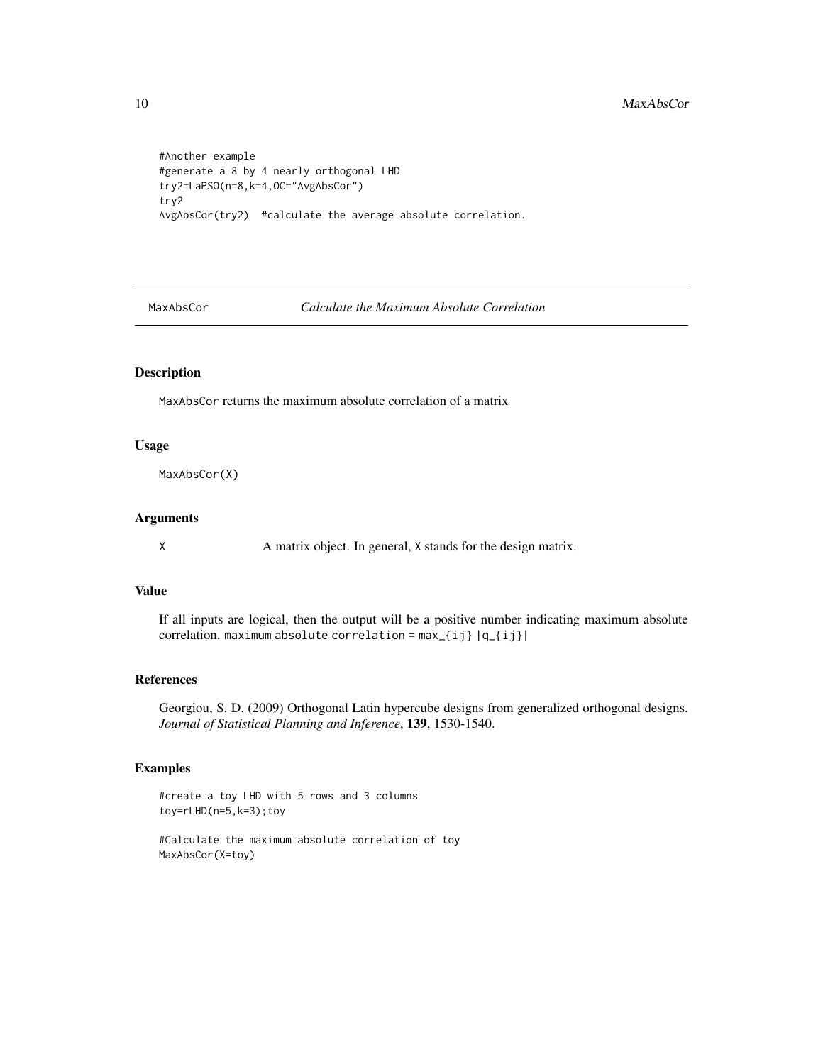```
#Another example
#generate a 8 by 4 nearly orthogonal LHD
try2=LaPSO(n=8,k=4,OC="AvgAbsCor")
try2
AvgAbsCor(try2)  #calculate the average absolute correlation.
```

## MaxAbsCor — *Calculate the Maximum Absolute Correlation*

### Description

MaxAbsCor returns the maximum absolute correlation of a matrix

### Usage

```
MaxAbsCor(X)
```

### Arguments

X — A matrix object. In general, X stands for the design matrix.

### Value

If all inputs are logical, then the output will be a positive number indicating maximum absolute correlation. maximum absolute correlation = max_{ij} |q_{ij}|

### References

Georgiou, S. D. (2009) Orthogonal Latin hypercube designs from generalized orthogonal designs. *Journal of Statistical Planning and Inference*, **139**, 1530-1540.

### Examples

```
#create a toy LHD with 5 rows and 3 columns
toy=rLHD(n=5,k=3);toy

#Calculate the maximum absolute correlation of toy
MaxAbsCor(X=toy)
```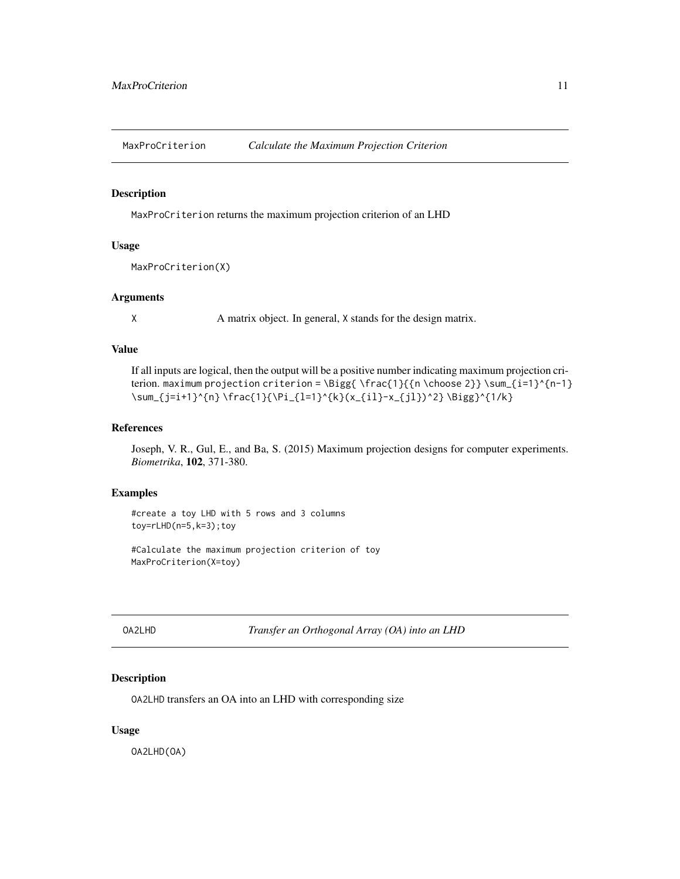## MaxProCriterion *Calculate the Maximum Projection Criterion*

### Description

`MaxProCriterion` returns the maximum projection criterion of an LHD

### Usage

```
MaxProCriterion(X)
```

### Arguments

`X` A matrix object. In general, `X` stands for the design matrix.

### Value

If all inputs are logical, then the output will be a positive number indicating maximum projection criterion. `maximum projection criterion = \Bigg{ \frac{1}{{n \choose 2}} \sum_{i=1}^{n-1} \sum_{j=i+1}^{n} \frac{1}{\Pi_{l=1}^{k}(x_{il}-x_{jl})^2} \Bigg}^{1/k}`

### References

Joseph, V. R., Gul, E., and Ba, S. (2015) Maximum projection designs for computer experiments. *Biometrika*, **102**, 371-380.

### Examples

```
#create a toy LHD with 5 rows and 3 columns
toy=rLHD(n=5,k=3);toy

#Calculate the maximum projection criterion of toy
MaxProCriterion(X=toy)
```

## OA2LHD *Transfer an Orthogonal Array (OA) into an LHD*

### Description

`OA2LHD` transfers an OA into an LHD with corresponding size

### Usage

```
OA2LHD(OA)
```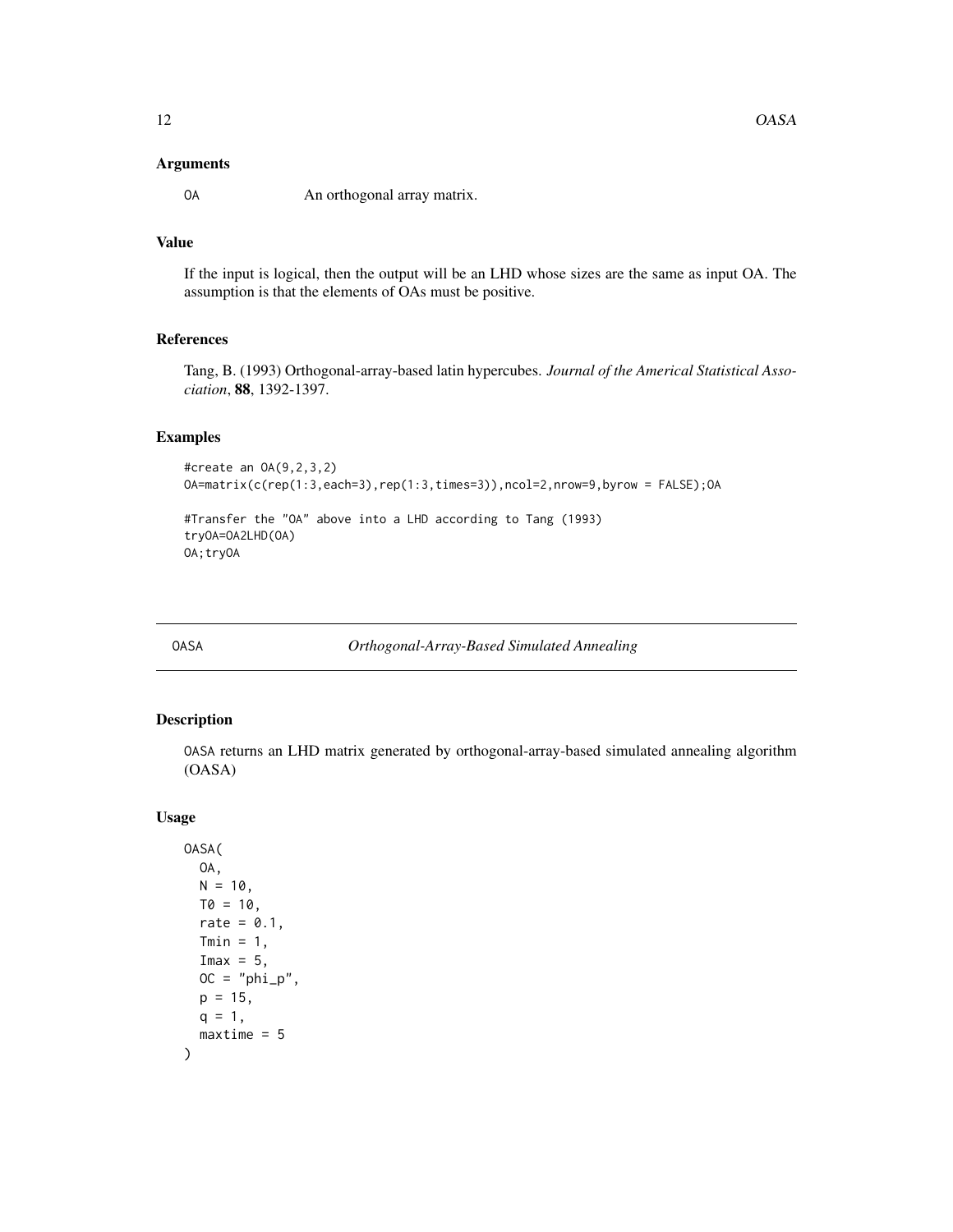### Arguments

`OA` An orthogonal array matrix.

### Value

If the input is logical, then the output will be an LHD whose sizes are the same as input OA. The assumption is that the elements of OAs must be positive.

### References

Tang, B. (1993) Orthogonal-array-based latin hypercubes. *Journal of the Americal Statistical Association*, **88**, 1392-1397.

### Examples

```
#create an OA(9,2,3,2)
OA=matrix(c(rep(1:3,each=3),rep(1:3,times=3)),ncol=2,nrow=9,byrow = FALSE);OA

#Transfer the "OA" above into a LHD according to Tang (1993)
tryOA=OA2LHD(OA)
OA;tryOA
```

---

## OASA *Orthogonal-Array-Based Simulated Annealing*

---

### Description

`OASA` returns an LHD matrix generated by orthogonal-array-based simulated annealing algorithm (OASA)

### Usage

```
OASA(
  OA,
  N = 10,
  T0 = 10,
  rate = 0.1,
  Tmin = 1,
  Imax = 5,
  OC = "phi_p",
  p = 15,
  q = 1,
  maxtime = 5
)
```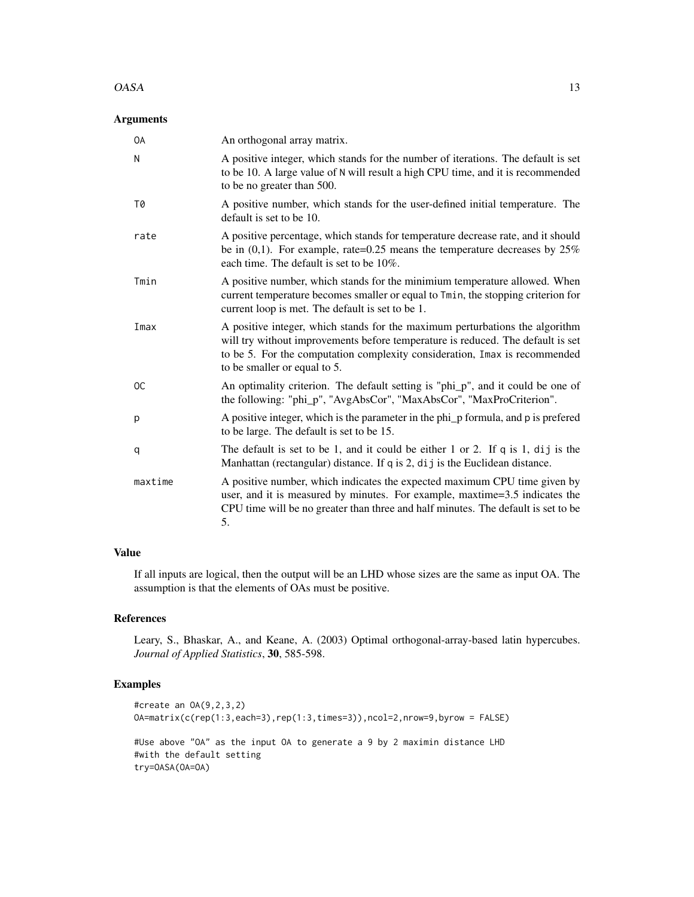## Arguments

| | |
|---|---|
| OA | An orthogonal array matrix. |
| N | A positive integer, which stands for the number of iterations. The default is set to be 10. A large value of N will result a high CPU time, and it is recommended to be no greater than 500. |
| T0 | A positive number, which stands for the user-defined initial temperature. The default is set to be 10. |
| rate | A positive percentage, which stands for temperature decrease rate, and it should be in (0,1). For example, rate=0.25 means the temperature decreases by 25% each time. The default is set to be 10%. |
| Tmin | A positive number, which stands for the minimium temperature allowed. When current temperature becomes smaller or equal to Tmin, the stopping criterion for current loop is met. The default is set to be 1. |
| Imax | A positive integer, which stands for the maximum perturbations the algorithm will try without improvements before temperature is reduced. The default is set to be 5. For the computation complexity consideration, Imax is recommended to be smaller or equal to 5. |
| OC | An optimality criterion. The default setting is "phi_p", and it could be one of the following: "phi_p", "AvgAbsCor", "MaxAbsCor", "MaxProCriterion". |
| p | A positive integer, which is the parameter in the phi_p formula, and p is prefered to be large. The default is set to be 15. |
| q | The default is set to be 1, and it could be either 1 or 2. If q is 1, dij is the Manhattan (rectangular) distance. If q is 2, dij is the Euclidean distance. |
| maxtime | A positive number, which indicates the expected maximum CPU time given by user, and it is measured by minutes. For example, maxtime=3.5 indicates the CPU time will be no greater than three and half minutes. The default is set to be 5. |

## Value

If all inputs are logical, then the output will be an LHD whose sizes are the same as input OA. The assumption is that the elements of OAs must be positive.

## References

Leary, S., Bhaskar, A., and Keane, A. (2003) Optimal orthogonal-array-based latin hypercubes. *Journal of Applied Statistics*, **30**, 585-598.

## Examples

```
#create an OA(9,2,3,2)
OA=matrix(c(rep(1:3,each=3),rep(1:3,times=3)),ncol=2,nrow=9,byrow = FALSE)

#Use above "OA" as the input OA to generate a 9 by 2 maximin distance LHD
#with the default setting
try=OASA(OA=OA)
```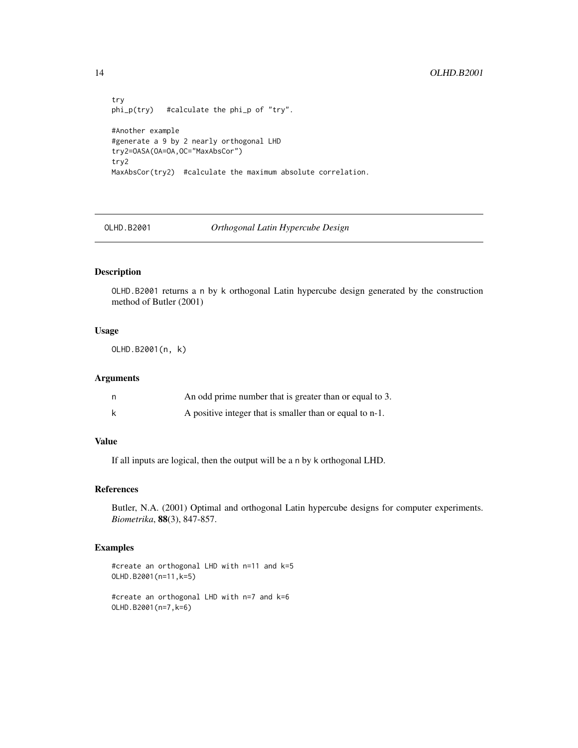```
try
phi_p(try)   #calculate the phi_p of "try".

#Another example
#generate a 9 by 2 nearly orthogonal LHD
try2=OASA(OA=OA,OC="MaxAbsCor")
try2
MaxAbsCor(try2)  #calculate the maximum absolute correlation.
```

## OLHD.B2001 — *Orthogonal Latin Hypercube Design*

### Description

OLHD.B2001 returns a n by k orthogonal Latin hypercube design generated by the construction method of Butler (2001)

### Usage

```
OLHD.B2001(n, k)
```

### Arguments

| | |
|---|---|
| n | An odd prime number that is greater than or equal to 3. |
| k | A positive integer that is smaller than or equal to n-1. |

### Value

If all inputs are logical, then the output will be a n by k orthogonal LHD.

### References

Butler, N.A. (2001) Optimal and orthogonal Latin hypercube designs for computer experiments. *Biometrika*, **88**(3), 847-857.

### Examples

```
#create an orthogonal LHD with n=11 and k=5
OLHD.B2001(n=11,k=5)

#create an orthogonal LHD with n=7 and k=6
OLHD.B2001(n=7,k=6)
```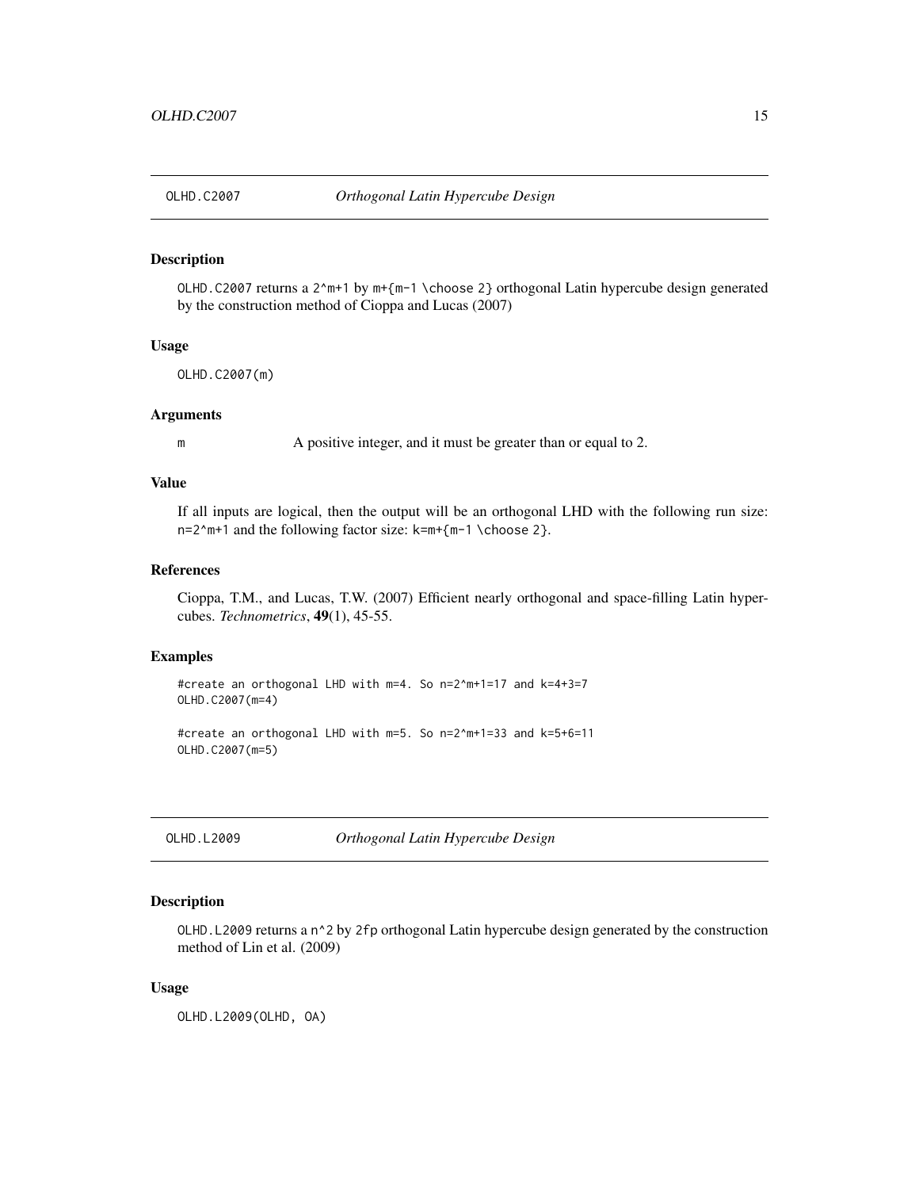## OLHD.C2007 *Orthogonal Latin Hypercube Design*

### Description

`OLHD.C2007` returns a `2^m+1` by `m+{m-1 \choose 2}` orthogonal Latin hypercube design generated by the construction method of Cioppa and Lucas (2007)

### Usage

```
OLHD.C2007(m)
```

### Arguments

| | |
|---|---|
| m | A positive integer, and it must be greater than or equal to 2. |

### Value

If all inputs are logical, then the output will be an orthogonal LHD with the following run size: `n=2^m+1` and the following factor size: `k=m+{m-1 \choose 2}`.

### References

Cioppa, T.M., and Lucas, T.W. (2007) Efficient nearly orthogonal and space-filling Latin hypercubes. *Technometrics*, **49**(1), 45-55.

### Examples

```
#create an orthogonal LHD with m=4. So n=2^m+1=17 and k=4+3=7
OLHD.C2007(m=4)

#create an orthogonal LHD with m=5. So n=2^m+1=33 and k=5+6=11
OLHD.C2007(m=5)
```

## OLHD.L2009 *Orthogonal Latin Hypercube Design*

### Description

`OLHD.L2009` returns a `n^2` by `2fp` orthogonal Latin hypercube design generated by the construction method of Lin et al. (2009)

### Usage

```
OLHD.L2009(OLHD, OA)
```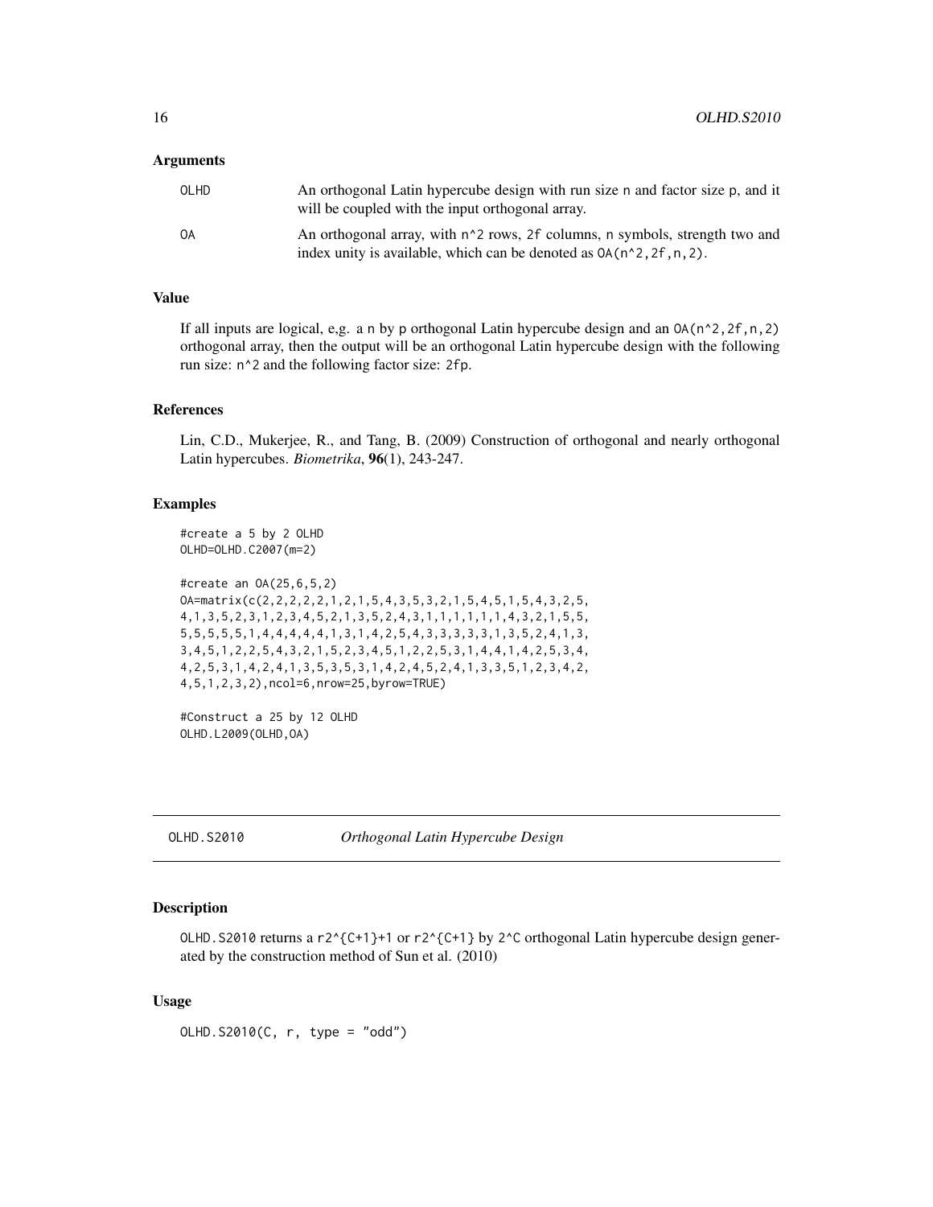### Arguments

| | |
|---|---|
| OLHD | An orthogonal Latin hypercube design with run size n and factor size p, and it will be coupled with the input orthogonal array. |
| OA | An orthogonal array, with n^2 rows, 2f columns, n symbols, strength two and index unity is available, which can be denoted as OA(n^2,2f,n,2). |

### Value

If all inputs are logical, e,g. a n by p orthogonal Latin hypercube design and an OA(n^2,2f,n,2) orthogonal array, then the output will be an orthogonal Latin hypercube design with the following run size: n^2 and the following factor size: 2fp.

### References

Lin, C.D., Mukerjee, R., and Tang, B. (2009) Construction of orthogonal and nearly orthogonal Latin hypercubes. *Biometrika*, **96**(1), 243-247.

### Examples

```
#create a 5 by 2 OLHD
OLHD=OLHD.C2007(m=2)

#create an OA(25,6,5,2)
OA=matrix(c(2,2,2,2,2,1,2,1,5,4,3,5,3,2,1,5,4,5,1,5,4,3,2,5,
4,1,3,5,2,3,1,2,3,4,5,2,1,3,5,2,4,3,1,1,1,1,1,1,4,3,2,1,5,5,
5,5,5,5,5,1,4,4,4,4,4,1,3,1,4,2,5,4,3,3,3,3,3,1,3,5,2,4,1,3,
3,4,5,1,2,2,5,4,3,2,1,5,2,3,4,5,1,2,2,5,3,1,4,4,1,4,2,5,3,4,
4,2,5,3,1,4,2,4,1,3,5,3,5,3,1,4,2,4,5,2,4,1,3,3,5,1,2,3,4,2,
4,5,1,2,3,2),ncol=6,nrow=25,byrow=TRUE)

#Construct a 25 by 12 OLHD
OLHD.L2009(OLHD,OA)
```

---

## OLHD.S2010 — *Orthogonal Latin Hypercube Design*

### Description

OLHD.S2010 returns a r2^{C+1}+1 or r2^{C+1} by 2^C orthogonal Latin hypercube design generated by the construction method of Sun et al. (2010)

### Usage

```
OLHD.S2010(C, r, type = "odd")
```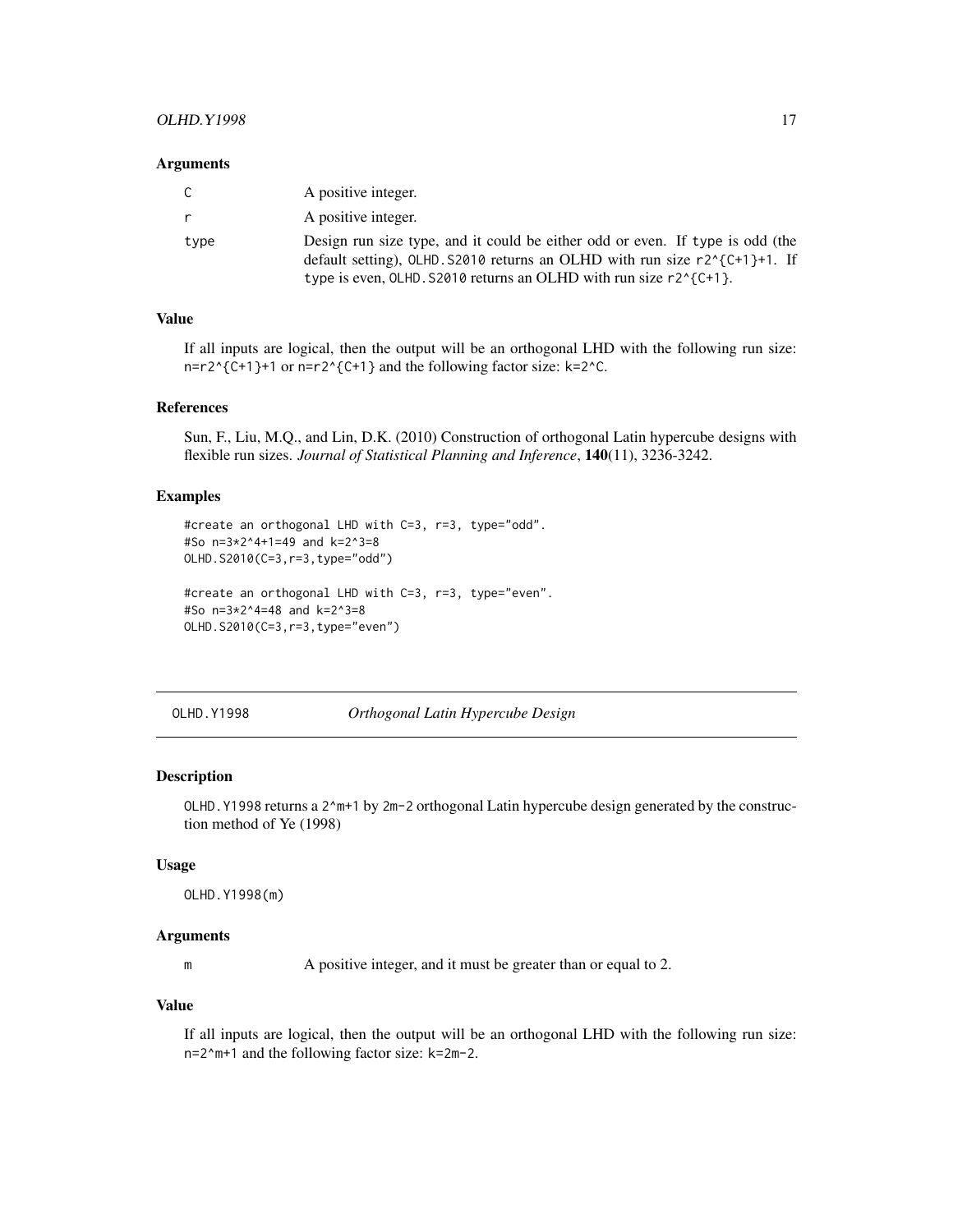### Arguments

| | |
|---|---|
| C | A positive integer. |
| r | A positive integer. |
| type | Design run size type, and it could be either odd or even. If type is odd (the default setting), OLHD.S2010 returns an OLHD with run size r2^{C+1}+1. If type is even, OLHD.S2010 returns an OLHD with run size r2^{C+1}. |

### Value

If all inputs are logical, then the output will be an orthogonal LHD with the following run size: n=r2^{C+1}+1 or n=r2^{C+1} and the following factor size: k=2^C.

### References

Sun, F., Liu, M.Q., and Lin, D.K. (2010) Construction of orthogonal Latin hypercube designs with flexible run sizes. *Journal of Statistical Planning and Inference*, **140**(11), 3236-3242.

### Examples

```
#create an orthogonal LHD with C=3, r=3, type="odd".
#So n=3*2^4+1=49 and k=2^3=8
OLHD.S2010(C=3,r=3,type="odd")

#create an orthogonal LHD with C=3, r=3, type="even".
#So n=3*2^4=48 and k=2^3=8
OLHD.S2010(C=3,r=3,type="even")
```

---

## OLHD.Y1998 *Orthogonal Latin Hypercube Design*

### Description

OLHD.Y1998 returns a 2^m+1 by 2m-2 orthogonal Latin hypercube design generated by the construction method of Ye (1998)

### Usage

```
OLHD.Y1998(m)
```

### Arguments

| | |
|---|---|
| m | A positive integer, and it must be greater than or equal to 2. |

### Value

If all inputs are logical, then the output will be an orthogonal LHD with the following run size: n=2^m+1 and the following factor size: k=2m-2.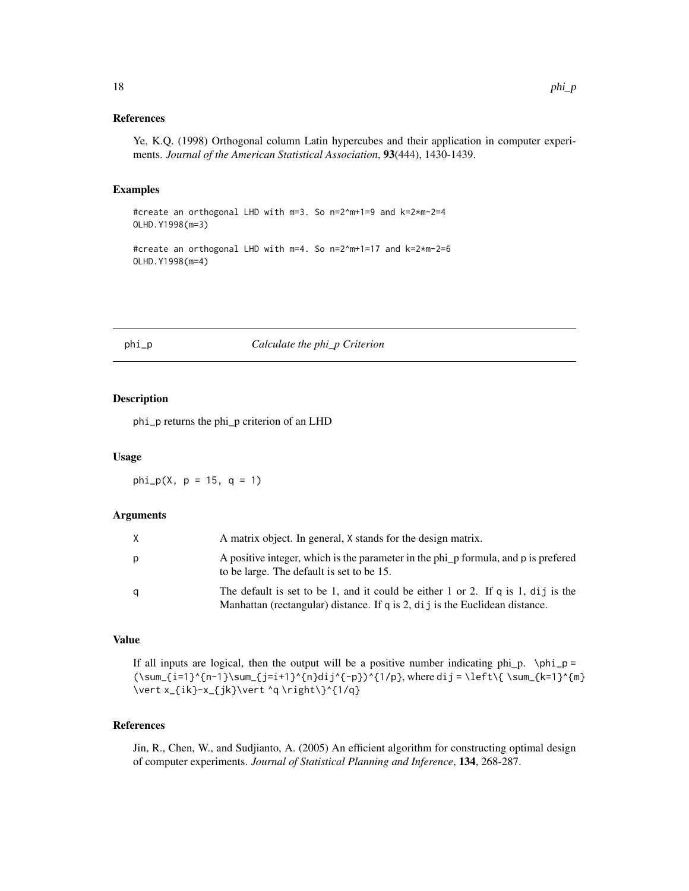### References

Ye, K.Q. (1998) Orthogonal column Latin hypercubes and their application in computer experiments. *Journal of the American Statistical Association*, **93**(444), 1430-1439.

### Examples

```
#create an orthogonal LHD with m=3. So n=2^m+1=9 and k=2*m-2=4
OLHD.Y1998(m=3)

#create an orthogonal LHD with m=4. So n=2^m+1=17 and k=2*m-2=6
OLHD.Y1998(m=4)
```

---

## phi_p — *Calculate the phi_p Criterion*

---

### Description

phi_p returns the phi_p criterion of an LHD

### Usage

```
phi_p(X, p = 15, q = 1)
```

### Arguments

| | |
|---|---|
| X | A matrix object. In general, X stands for the design matrix. |
| p | A positive integer, which is the parameter in the phi_p formula, and p is prefered to be large. The default is set to be 15. |
| q | The default is set to be 1, and it could be either 1 or 2. If q is 1, dij is the Manhattan (rectangular) distance. If q is 2, dij is the Euclidean distance. |

### Value

If all inputs are logical, then the output will be a positive number indicating phi_p. \phi_p = (\sum_{i=1}^{n-1}\sum_{j=i+1}^{n}dij^{-p})^{1/p}, where dij = \left\{ \sum_{k=1}^{m} \vert x_{ik}-x_{jk}\vert ^q \right\}^{1/q}

### References

Jin, R., Chen, W., and Sudjianto, A. (2005) An efficient algorithm for constructing optimal design of computer experiments. *Journal of Statistical Planning and Inference*, **134**, 268-287.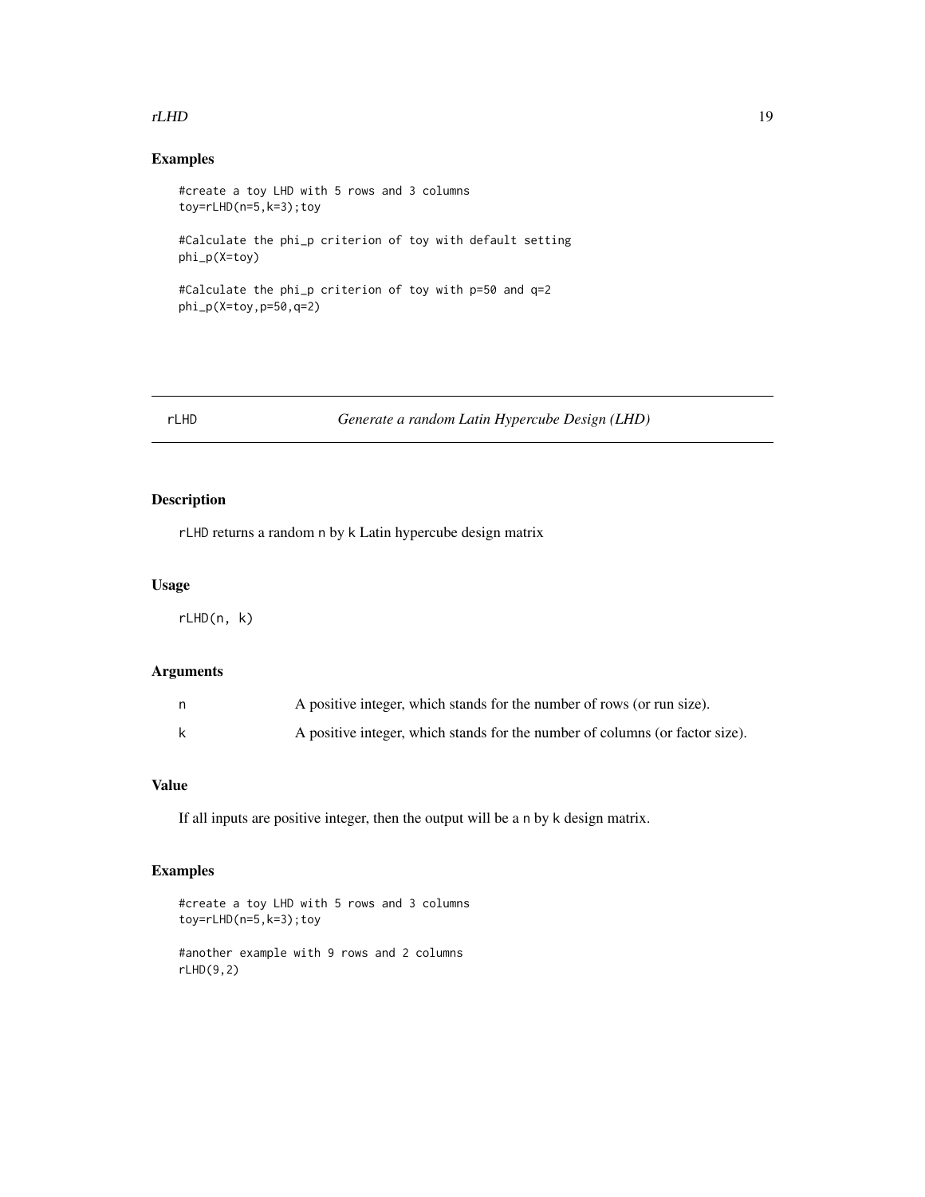## Examples

```
#create a toy LHD with 5 rows and 3 columns
toy=rLHD(n=5,k=3);toy

#Calculate the phi_p criterion of toy with default setting
phi_p(X=toy)

#Calculate the phi_p criterion of toy with p=50 and q=2
phi_p(X=toy,p=50,q=2)
```

---

# rLHD — *Generate a random Latin Hypercube Design (LHD)*

---

## Description

`rLHD` returns a random `n` by `k` Latin hypercube design matrix

## Usage

```
rLHD(n, k)
```

## Arguments

| | |
|---|---|
| n | A positive integer, which stands for the number of rows (or run size). |
| k | A positive integer, which stands for the number of columns (or factor size). |

## Value

If all inputs are positive integer, then the output will be a `n` by `k` design matrix.

## Examples

```
#create a toy LHD with 5 rows and 3 columns
toy=rLHD(n=5,k=3);toy

#another example with 9 rows and 2 columns
rLHD(9,2)
```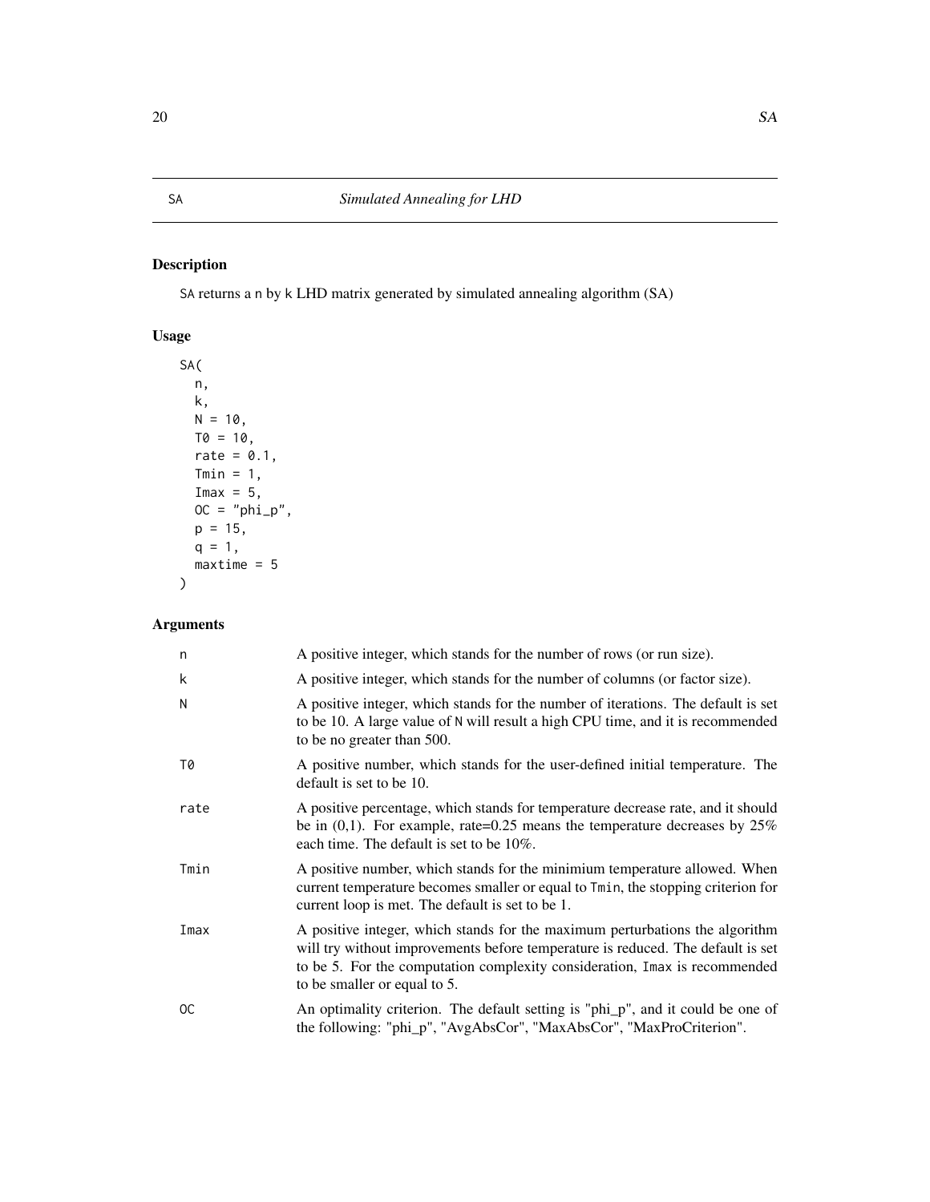## SA — *Simulated Annealing for LHD*

### Description

SA returns a n by k LHD matrix generated by simulated annealing algorithm (SA)

### Usage

```
SA(
  n,
  k,
  N = 10,
  T0 = 10,
  rate = 0.1,
  Tmin = 1,
  Imax = 5,
  OC = "phi_p",
  p = 15,
  q = 1,
  maxtime = 5
)
```

### Arguments

| Argument | Description |
|---|---|
| n | A positive integer, which stands for the number of rows (or run size). |
| k | A positive integer, which stands for the number of columns (or factor size). |
| N | A positive integer, which stands for the number of iterations. The default is set to be 10. A large value of N will result a high CPU time, and it is recommended to be no greater than 500. |
| T0 | A positive number, which stands for the user-defined initial temperature. The default is set to be 10. |
| rate | A positive percentage, which stands for temperature decrease rate, and it should be in (0,1). For example, rate=0.25 means the temperature decreases by 25% each time. The default is set to be 10%. |
| Tmin | A positive number, which stands for the minimium temperature allowed. When current temperature becomes smaller or equal to Tmin, the stopping criterion for current loop is met. The default is set to be 1. |
| Imax | A positive integer, which stands for the maximum perturbations the algorithm will try without improvements before temperature is reduced. The default is set to be 5. For the computation complexity consideration, Imax is recommended to be smaller or equal to 5. |
| OC | An optimality criterion. The default setting is "phi_p", and it could be one of the following: "phi_p", "AvgAbsCor", "MaxAbsCor", "MaxProCriterion". |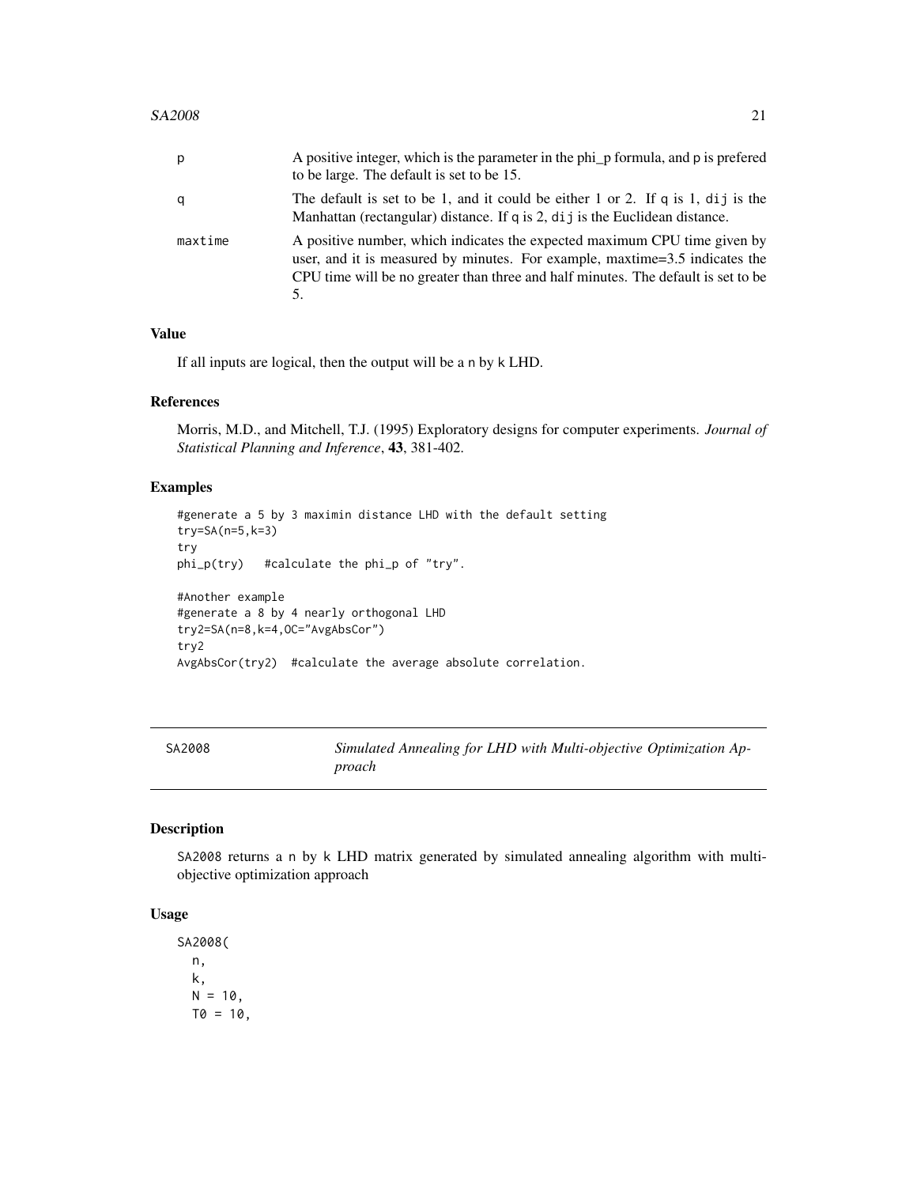| | |
|---|---|
| p | A positive integer, which is the parameter in the phi_p formula, and p is prefered to be large. The default is set to be 15. |
| q | The default is set to be 1, and it could be either 1 or 2. If q is 1, dij is the Manhattan (rectangular) distance. If q is 2, dij is the Euclidean distance. |
| maxtime | A positive number, which indicates the expected maximum CPU time given by user, and it is measured by minutes. For example, maxtime=3.5 indicates the CPU time will be no greater than three and half minutes. The default is set to be 5. |

### Value

If all inputs are logical, then the output will be a n by k LHD.

### References

Morris, M.D., and Mitchell, T.J. (1995) Exploratory designs for computer experiments. *Journal of Statistical Planning and Inference*, **43**, 381-402.

### Examples

```
#generate a 5 by 3 maximin distance LHD with the default setting
try=SA(n=5,k=3)
try
phi_p(try)   #calculate the phi_p of "try".

#Another example
#generate a 8 by 4 nearly orthogonal LHD
try2=SA(n=8,k=4,OC="AvgAbsCor")
try2
AvgAbsCor(try2)  #calculate the average absolute correlation.
```

---

## SA2008 — *Simulated Annealing for LHD with Multi-objective Optimization Approach*

### Description

SA2008 returns a n by k LHD matrix generated by simulated annealing algorithm with multi-objective optimization approach

### Usage

```
SA2008(
  n,
  k,
  N = 10,
  T0 = 10,
```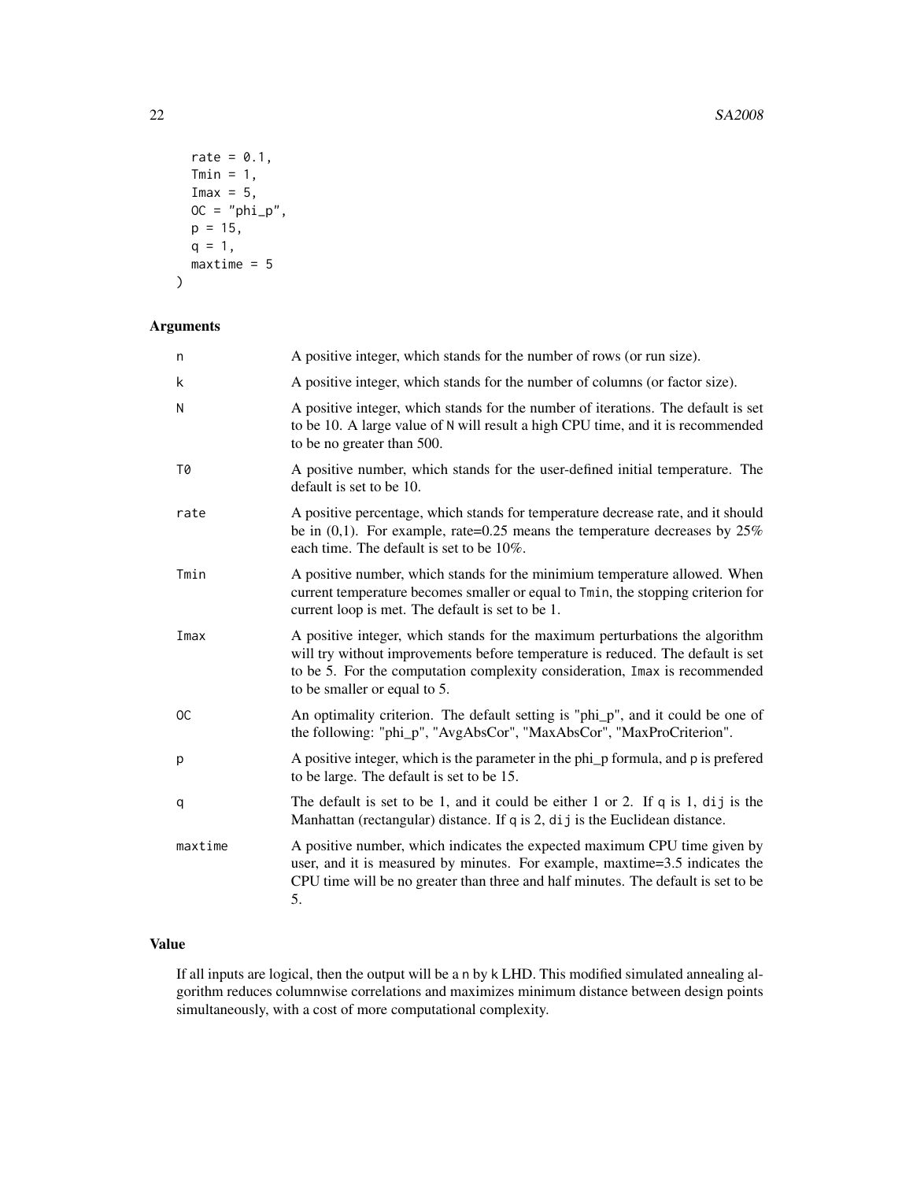```
  rate = 0.1,
  Tmin = 1,
  Imax = 5,
  OC = "phi_p",
  p = 15,
  q = 1,
  maxtime = 5
)
```

## Arguments

| | |
|---|---|
| n | A positive integer, which stands for the number of rows (or run size). |
| k | A positive integer, which stands for the number of columns (or factor size). |
| N | A positive integer, which stands for the number of iterations. The default is set to be 10. A large value of N will result a high CPU time, and it is recommended to be no greater than 500. |
| T0 | A positive number, which stands for the user-defined initial temperature. The default is set to be 10. |
| rate | A positive percentage, which stands for temperature decrease rate, and it should be in (0,1). For example, rate=0.25 means the temperature decreases by 25% each time. The default is set to be 10%. |
| Tmin | A positive number, which stands for the minimium temperature allowed. When current temperature becomes smaller or equal to Tmin, the stopping criterion for current loop is met. The default is set to be 1. |
| Imax | A positive integer, which stands for the maximum perturbations the algorithm will try without improvements before temperature is reduced. The default is set to be 5. For the computation complexity consideration, Imax is recommended to be smaller or equal to 5. |
| OC | An optimality criterion. The default setting is "phi_p", and it could be one of the following: "phi_p", "AvgAbsCor", "MaxAbsCor", "MaxProCriterion". |
| p | A positive integer, which is the parameter in the phi_p formula, and p is prefered to be large. The default is set to be 15. |
| q | The default is set to be 1, and it could be either 1 or 2. If q is 1, dij is the Manhattan (rectangular) distance. If q is 2, dij is the Euclidean distance. |
| maxtime | A positive number, which indicates the expected maximum CPU time given by user, and it is measured by minutes. For example, maxtime=3.5 indicates the CPU time will be no greater than three and half minutes. The default is set to be 5. |

## Value

If all inputs are logical, then the output will be a n by k LHD. This modified simulated annealing algorithm reduces columnwise correlations and maximizes minimum distance between design points simultaneously, with a cost of more computational complexity.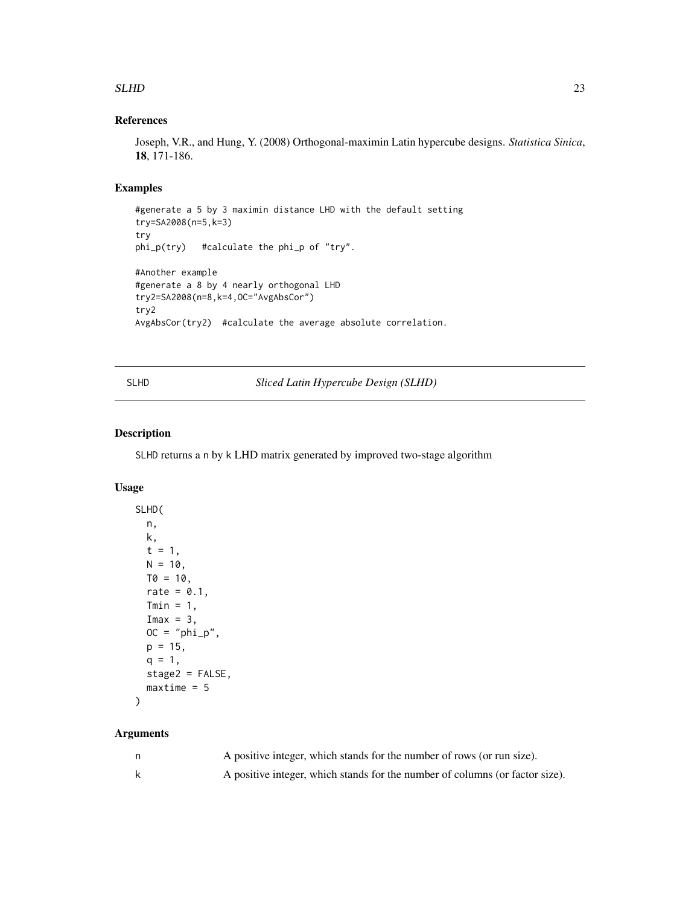## References

Joseph, V.R., and Hung, Y. (2008) Orthogonal-maximin Latin hypercube designs. *Statistica Sinica*, **18**, 171-186.

## Examples

```
#generate a 5 by 3 maximin distance LHD with the default setting
try=SA2008(n=5,k=3)
try
phi_p(try)   #calculate the phi_p of "try".

#Another example
#generate a 8 by 4 nearly orthogonal LHD
try2=SA2008(n=8,k=4,OC="AvgAbsCor")
try2
AvgAbsCor(try2)  #calculate the average absolute correlation.
```

---

# SLHD *Sliced Latin Hypercube Design (SLHD)*

---

## Description

SLHD returns a n by k LHD matrix generated by improved two-stage algorithm

## Usage

```
SLHD(
  n,
  k,
  t = 1,
  N = 10,
  T0 = 10,
  rate = 0.1,
  Tmin = 1,
  Imax = 3,
  OC = "phi_p",
  p = 15,
  q = 1,
  stage2 = FALSE,
  maxtime = 5
)
```

## Arguments

| | |
|---|---|
| n | A positive integer, which stands for the number of rows (or run size). |
| k | A positive integer, which stands for the number of columns (or factor size). |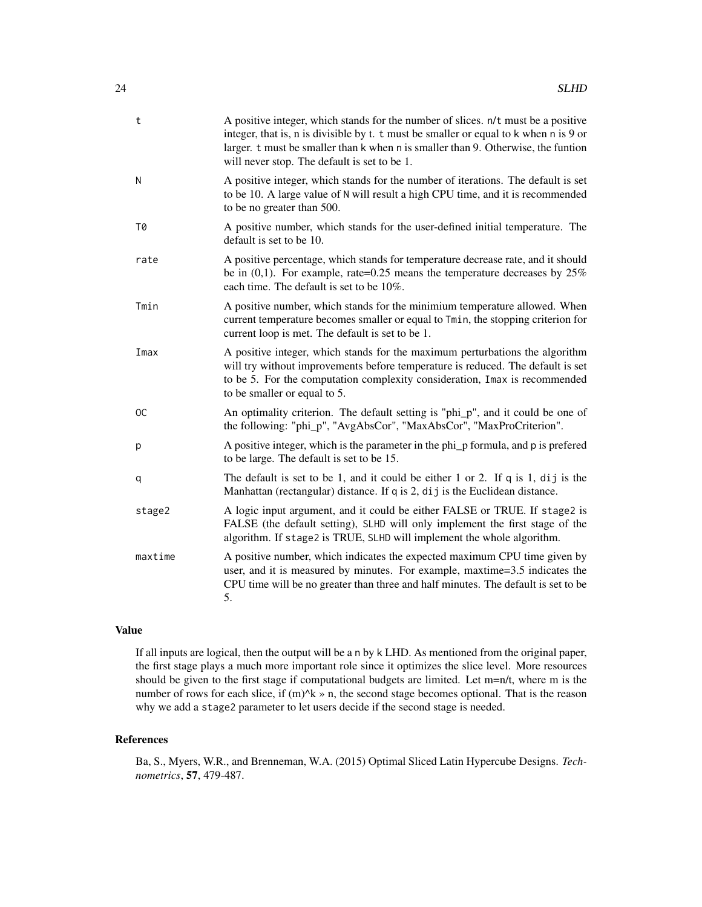| | |
|---|---|
| t | A positive integer, which stands for the number of slices. n/t must be a positive integer, that is, n is divisible by t. t must be smaller or equal to k when n is 9 or larger. t must be smaller than k when n is smaller than 9. Otherwise, the funtion will never stop. The default is set to be 1. |
| N | A positive integer, which stands for the number of iterations. The default is set to be 10. A large value of N will result a high CPU time, and it is recommended to be no greater than 500. |
| T0 | A positive number, which stands for the user-defined initial temperature. The default is set to be 10. |
| rate | A positive percentage, which stands for temperature decrease rate, and it should be in (0,1). For example, rate=0.25 means the temperature decreases by 25% each time. The default is set to be 10%. |
| Tmin | A positive number, which stands for the minimium temperature allowed. When current temperature becomes smaller or equal to Tmin, the stopping criterion for current loop is met. The default is set to be 1. |
| Imax | A positive integer, which stands for the maximum perturbations the algorithm will try without improvements before temperature is reduced. The default is set to be 5. For the computation complexity consideration, Imax is recommended to be smaller or equal to 5. |
| OC | An optimality criterion. The default setting is "phi_p", and it could be one of the following: "phi_p", "AvgAbsCor", "MaxAbsCor", "MaxProCriterion". |
| p | A positive integer, which is the parameter in the phi_p formula, and p is prefered to be large. The default is set to be 15. |
| q | The default is set to be 1, and it could be either 1 or 2. If q is 1, dij is the Manhattan (rectangular) distance. If q is 2, dij is the Euclidean distance. |
| stage2 | A logic input argument, and it could be either FALSE or TRUE. If stage2 is FALSE (the default setting), SLHD will only implement the first stage of the algorithm. If stage2 is TRUE, SLHD will implement the whole algorithm. |
| maxtime | A positive number, which indicates the expected maximum CPU time given by user, and it is measured by minutes. For example, maxtime=3.5 indicates the CPU time will be no greater than three and half minutes. The default is set to be 5. |

## Value

If all inputs are logical, then the output will be a n by k LHD. As mentioned from the original paper, the first stage plays a much more important role since it optimizes the slice level. More resources should be given to the first stage if computational budgets are limited. Let m=n/t, where m is the number of rows for each slice, if (m)^k » n, the second stage becomes optional. That is the reason why we add a stage2 parameter to let users decide if the second stage is needed.

## References

Ba, S., Myers, W.R., and Brenneman, W.A. (2015) Optimal Sliced Latin Hypercube Designs. *Technometrics*, **57**, 479-487.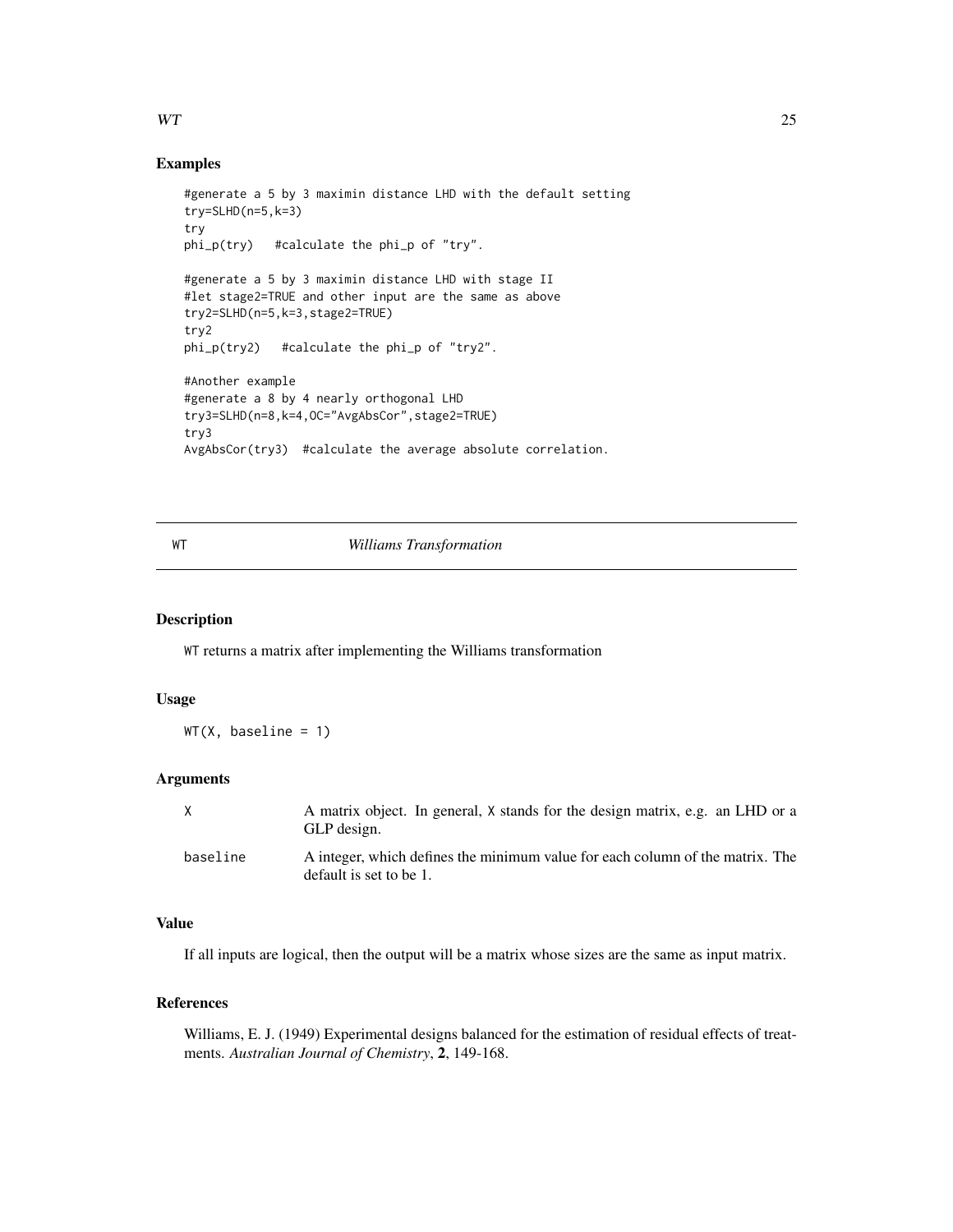## Examples

```
#generate a 5 by 3 maximin distance LHD with the default setting
try=SLHD(n=5,k=3)
try
phi_p(try)   #calculate the phi_p of "try".

#generate a 5 by 3 maximin distance LHD with stage II
#let stage2=TRUE and other input are the same as above
try2=SLHD(n=5,k=3,stage2=TRUE)
try2
phi_p(try2)   #calculate the phi_p of "try2".

#Another example
#generate a 8 by 4 nearly orthogonal LHD
try3=SLHD(n=8,k=4,OC="AvgAbsCor",stage2=TRUE)
try3
AvgAbsCor(try3)  #calculate the average absolute correlation.
```

---

# WT — *Williams Transformation*

---

## Description

WT returns a matrix after implementing the Williams transformation

## Usage

```
WT(X, baseline = 1)
```

## Arguments

| | |
|---|---|
| X | A matrix object. In general, X stands for the design matrix, e.g. an LHD or a GLP design. |
| baseline | A integer, which defines the minimum value for each column of the matrix. The default is set to be 1. |

## Value

If all inputs are logical, then the output will be a matrix whose sizes are the same as input matrix.

## References

Williams, E. J. (1949) Experimental designs balanced for the estimation of residual effects of treatments. *Australian Journal of Chemistry*, **2**, 149-168.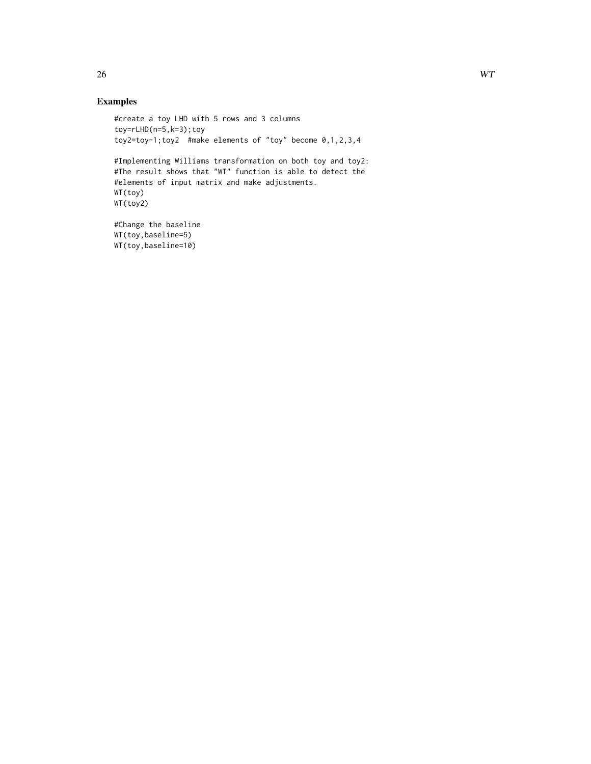## Examples

```
#create a toy LHD with 5 rows and 3 columns
toy=rLHD(n=5,k=3);toy
toy2=toy-1;toy2  #make elements of "toy" become 0,1,2,3,4

#Implementing Williams transformation on both toy and toy2:
#The result shows that "WT" function is able to detect the
#elements of input matrix and make adjustments.
WT(toy)
WT(toy2)

#Change the baseline
WT(toy,baseline=5)
WT(toy,baseline=10)
```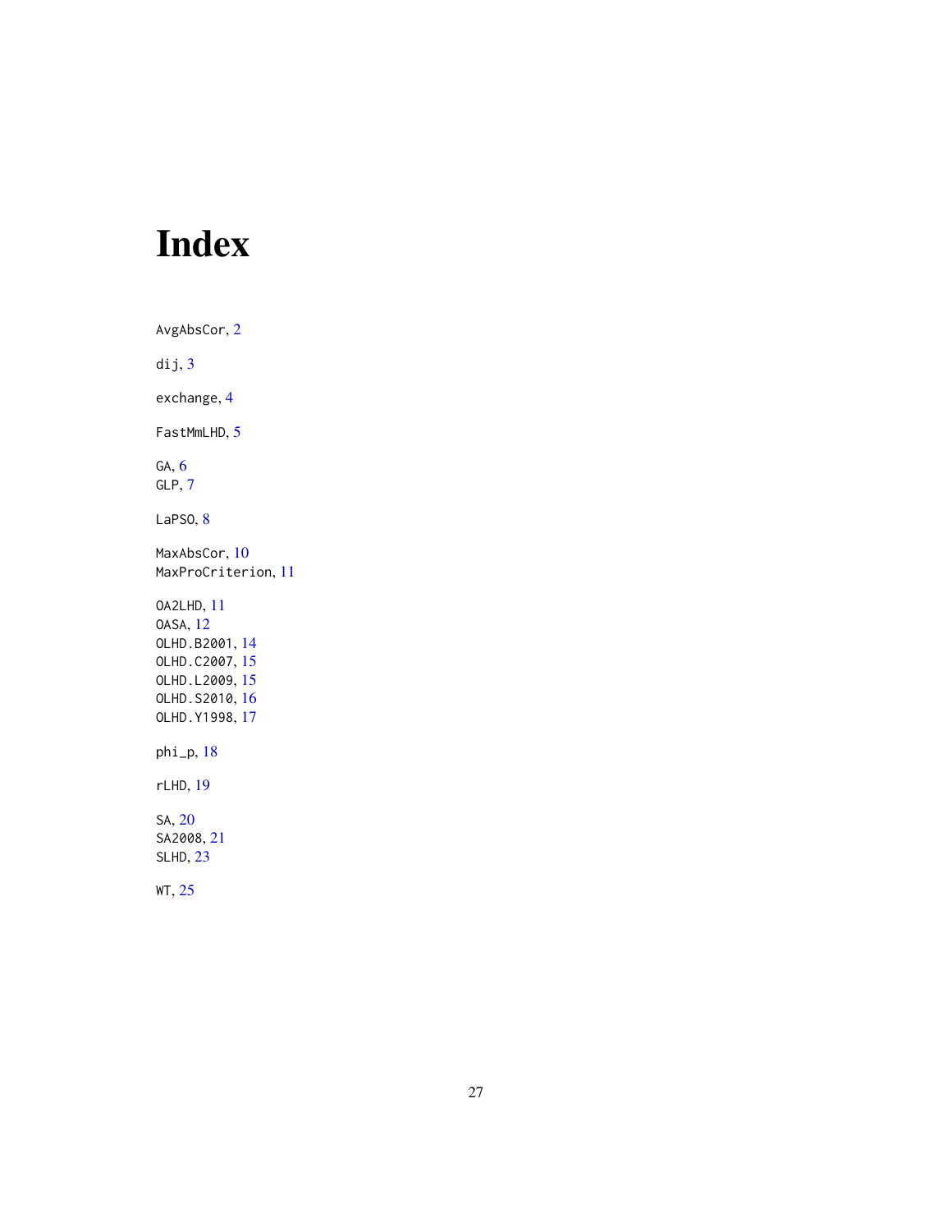# Index

AvgAbsCor, 2

dij, 3

exchange, 4

FastMmLHD, 5

GA, 6
GLP, 7

LaPSO, 8

MaxAbsCor, 10
MaxProCriterion, 11

OA2LHD, 11
OASA, 12
OLHD.B2001, 14
OLHD.C2007, 15
OLHD.L2009, 15
OLHD.S2010, 16
OLHD.Y1998, 17

phi_p, 18

rLHD, 19

SA, 20
SA2008, 21
SLHD, 23

WT, 25